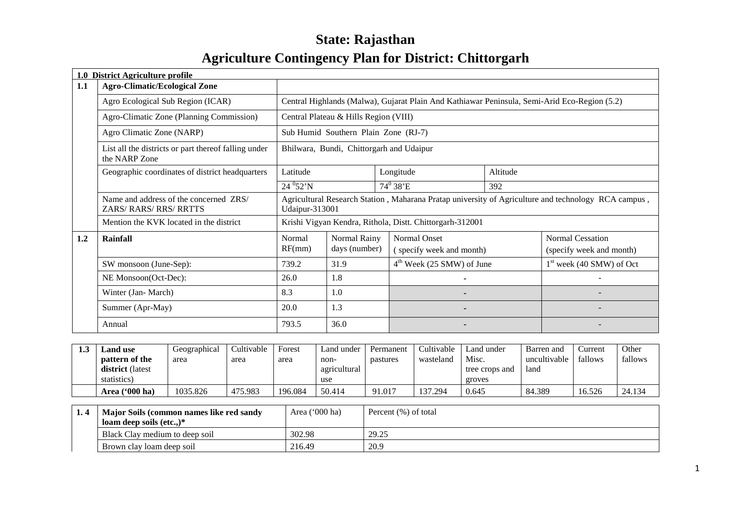# State: Rajasthan

# Agriculture Contingency Plan for District: Chittorgarh

| **1.0 District Agriculture profile** | | | | | |
|---|---|---|---|---|---|
| **1.1** | **Agro-Climatic/Ecological Zone** | | | | |
| | Agro Ecological Sub Region (ICAR) | Central Highlands (Malwa), Gujarat Plain And Kathiawar Peninsula, Semi-Arid Eco-Region (5.2) | | | |
| | Agro-Climatic Zone (Planning Commission) | Central Plateau & Hills Region (VIII) | | | |
| | Agro Climatic Zone (NARP) | Sub Humid Southern Plain Zone (RJ-7) | | | |
| | List all the districts or part thereof falling under the NARP Zone | Bhilwara, Bundi, Chittorgarh and Udaipur | | | |
| | Geographic coordinates of district headquarters | Latitude | Longitude | Altitude | |
| | | 24 $^{0}$52'N | 74$^{0}$ 38'E | 392 | |
| | Name and address of the concerned ZRS/ ZARS/ RARS/ RRS/ RRTTS | Agricultural Research Station , Maharana Pratap university of Agriculture and technology RCA campus , Udaipur-313001 | | | |
| | Mention the KVK located in the district | Krishi Vigyan Kendra, Rithola, Distt. Chittorgarh-312001 | | | |
| **1.2** | **Rainfall** | Normal RF(mm) | Normal Rainy days (number) | Normal Onset ( specify week and month) | Normal Cessation (specify week and month) |
| | SW monsoon (June-Sep): | 739.2 | 31.9 | 4$^{th}$ Week (25 SMW) of June | 1$^{st}$ week (40 SMW) of Oct |
| | NE Monsoon(Oct-Dec): | 26.0 | 1.8 | - | - |
| | Winter (Jan- March) | 8.3 | 1.0 | - | - |
| | Summer (Apr-May) | 20.0 | 1.3 | - | - |
| | Annual | 793.5 | 36.0 | - | - |

| 1.3 | **Land use pattern of the district** (latest statistics) | Geographical area | Cultivable area | Forest area | Land under non-agricultural use | Permanent pastures | Cultivable wasteland | Land under Misc. tree crops and groves | Barren and uncultivable land | Current fallows | Other fallows |
|---|---|---|---|---|---|---|---|---|---|---|---|
| | **Area ('000 ha)** | 1035.826 | 475.983 | 196.084 | 50.414 | 91.017 | 137.294 | 0.645 | 84.389 | 16.526 | 24.134 |

| 1. 4 | **Major Soils (common names like red sandy loam deep soils (etc.,)*** | Area ('000 ha) | Percent (%) of total |
|---|---|---|---|
| | Black Clay medium to deep soil | 302.98 | 29.25 |
| | Brown clay loam deep soil | 216.49 | 20.9 |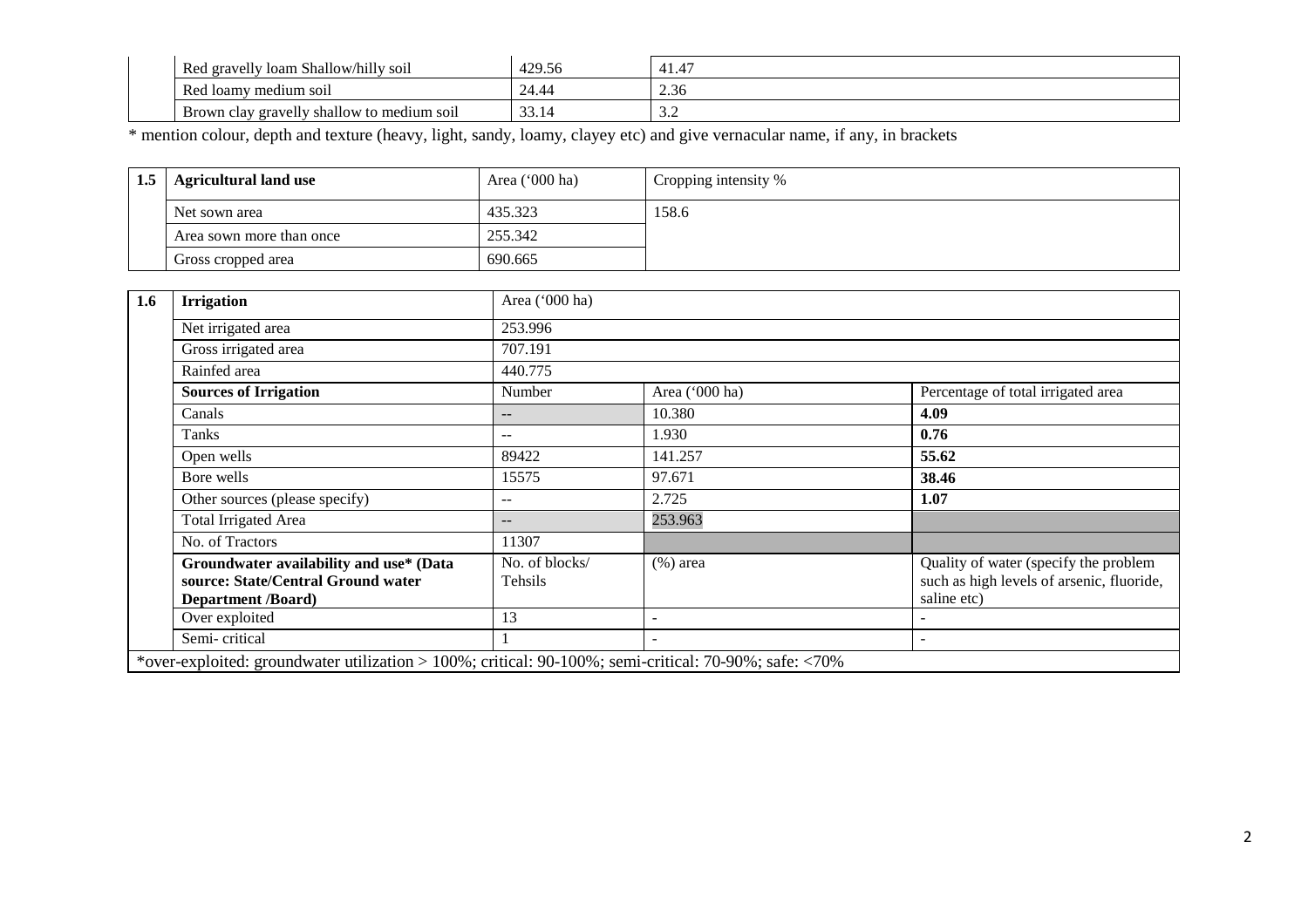| | | | |
|---|---|---|---|
| | Red gravelly loam Shallow/hilly soil | 429.56 | 41.47 |
| | Red loamy medium soil | 24.44 | 2.36 |
| | Brown clay gravelly shallow to medium soil | 33.14 | 3.2 |

* mention colour, depth and texture (heavy, light, sandy, loamy, clayey etc) and give vernacular name, if any, in brackets

| 1.5 | Agricultural land use | Area ('000 ha) | Cropping intensity % |
|---|---|---|---|
| | Net sown area | 435.323 | 158.6 |
| | Area sown more than once | 255.342 | |
| | Gross cropped area | 690.665 | |

| 1.6 | Irrigation | Area ('000 ha) | | |
|---|---|---|---|---|
| | Net irrigated area | 253.996 | | |
| | Gross irrigated area | 707.191 | | |
| | Rainfed area | 440.775 | | |
| | **Sources of Irrigation** | Number | Area ('000 ha) | Percentage of total irrigated area |
| | Canals | -- | 10.380 | **4.09** |
| | Tanks | -- | 1.930 | **0.76** |
| | Open wells | 89422 | 141.257 | **55.62** |
| | Bore wells | 15575 | 97.671 | **38.46** |
| | Other sources (please specify) | -- | 2.725 | **1.07** |
| | Total Irrigated Area | -- | 253.963 | |
| | No. of Tractors | 11307 | | |
| | **Groundwater availability and use* (Data source: State/Central Ground water Department /Board)** | No. of blocks/ Tehsils | (%) area | Quality of water (specify the problem such as high levels of arsenic, fluoride, saline etc) |
| | Over exploited | 13 | - | - |
| | Semi- critical | 1 | - | - |
| *over-exploited: groundwater utilization > 100%; critical: 90-100%; semi-critical: 70-90%; safe: <70% | | | | |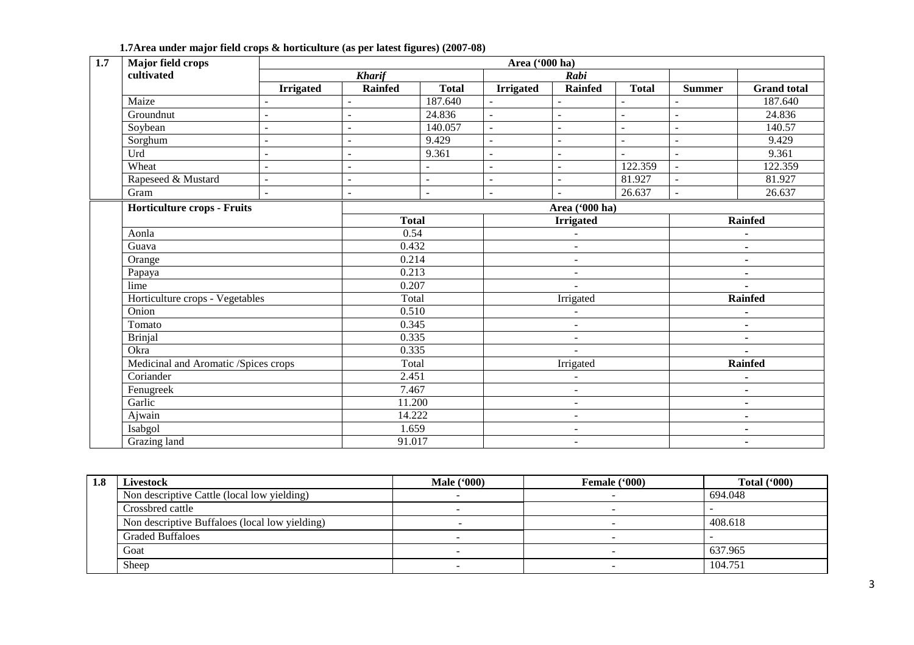**1.7Area under major field crops & horticulture (as per latest figures) (2007-08)**

| 1.7 | Major field crops cultivated | Area ('000 ha) | | | | | | | |
|---|---|---|---|---|---|---|---|---|---|
| | | *Kharif* | | | *Rabi* | | | | |
| | | **Irrigated** | **Rainfed** | **Total** | **Irrigated** | **Rainfed** | **Total** | **Summer** | **Grand total** |
| | Maize | - | - | 187.640 | - | - | - | - | 187.640 |
| | Groundnut | - | - | 24.836 | - | - | - | - | 24.836 |
| | Soybean | - | - | 140.057 | - | - | - | - | 140.57 |
| | Sorghum | - | - | 9.429 | - | - | - | - | 9.429 |
| | Urd | - | - | 9.361 | - | - | - | - | 9.361 |
| | Wheat | - | - | - | - | - | 122.359 | - | 122.359 |
| | Rapeseed & Mustard | - | - | - | - | - | 81.927 | - | 81.927 |
| | Gram | - | - | - | - | - | 26.637 | - | 26.637 |

| Horticulture crops - Fruits | Area ('000 ha) | | |
|---|---|---|---|
| | **Total** | **Irrigated** | **Rainfed** |
| Aonla | 0.54 | - | - |
| Guava | 0.432 | - | - |
| Orange | 0.214 | - | - |
| Papaya | 0.213 | - | - |
| lime | 0.207 | - | - |
| Horticulture crops - Vegetables | Total | Irrigated | **Rainfed** |
| Onion | 0.510 | - | - |
| Tomato | 0.345 | - | - |
| Brinjal | 0.335 | - | - |
| Okra | 0.335 | - | - |
| Medicinal and Aromatic /Spices crops | Total | Irrigated | **Rainfed** |
| Coriander | 2.451 | - | - |
| Fenugreek | 7.467 | - | - |
| Garlic | 11.200 | - | - |
| Ajwain | 14.222 | - | - |
| Isabgol | 1.659 | - | - |
| Grazing land | 91.017 | - | - |

| 1.8 | Livestock | Male ('000) | Female ('000) | Total ('000) |
|---|---|---|---|---|
| | Non descriptive Cattle (local low yielding) | - | - | 694.048 |
| | Crossbred cattle | - | - | - |
| | Non descriptive Buffaloes (local low yielding) | - | - | 408.618 |
| | Graded Buffaloes | - | - | - |
| | Goat | - | - | 637.965 |
| | Sheep | - | - | 104.751 |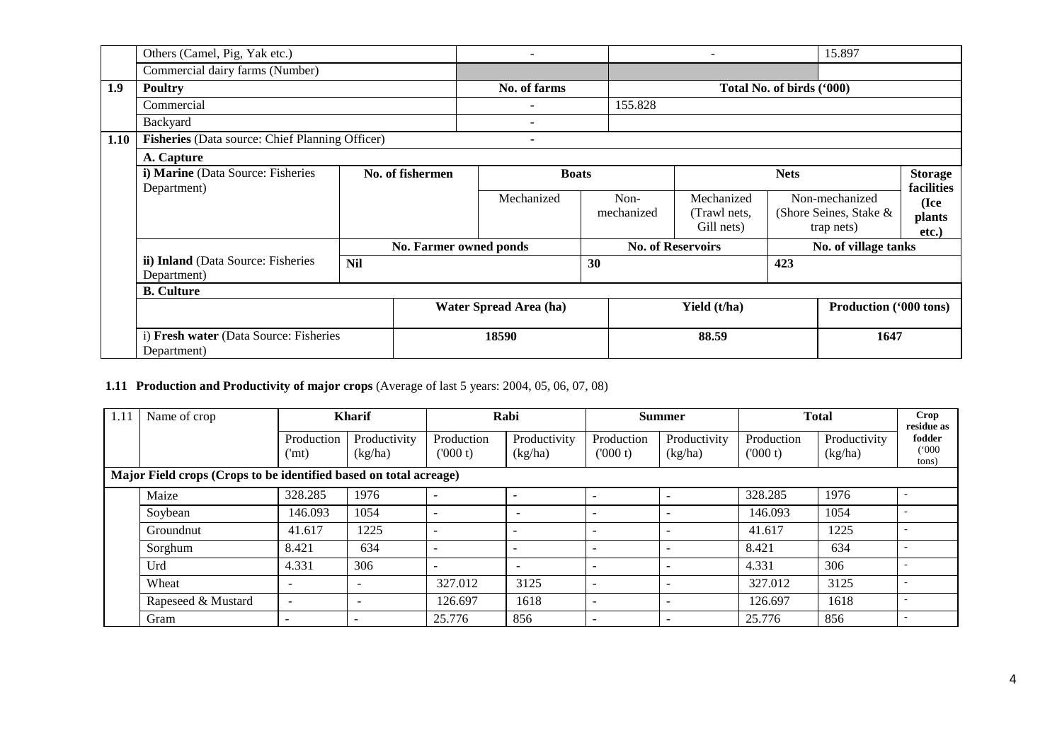|  | Others (Camel, Pig, Yak etc.) |  |  | - |  | - |  | 15.897 |  |
|---|---|---|---|---|---|---|---|---|---|
|  | Commercial dairy farms (Number) |  |  |  |  |  |  |  |  |
| **1.9** | **Poultry** |  |  | **No. of farms** |  | **Total No. of birds ('000)** |  |  |  |
|  | Commercial |  |  | - |  | 155.828 |  |  |  |
|  | Backyard |  |  | - |  |  |  |  |  |
| **1.10** | **Fisheries** (Data source: Chief Planning Officer) |  |  | - |  |  |  |  |  |
|  | **A. Capture** |  |  |  |  |  |  |  |  |
|  | **i) Marine** (Data Source: Fisheries Department) | **No. of fishermen** |  | **Boats** |  | **Nets** |  |  | **Storage facilities (Ice plants etc.)** |
|  |  |  |  | Mechanized | Non-mechanized | Mechanized (Trawl nets, Gill nets) | Non-mechanized (Shore Seines, Stake & trap nets) |  |  |
|  |  | **No. Farmer owned ponds** |  |  | **No. of Reservoirs** |  | **No. of village tanks** |  |  |
|  | **ii) Inland** (Data Source: Fisheries Department) | **Nil** |  |  | **30** |  | **423** |  |  |
|  | **B. Culture** |  |  |  |  |  |  |  |  |
|  |  |  | **Water Spread Area (ha)** |  | **Yield (t/ha)** |  |  | **Production ('000 tons)** |  |
|  | i) **Fresh water** (Data Source: Fisheries Department) |  | **18590** |  | **88.59** |  |  | **1647** |  |

**1.11 Production and Productivity of major crops** (Average of last 5 years: 2004, 05, 06, 07, 08)

| 1.11 | Name of crop | Kharif |  | Rabi |  | Summer |  | Total |  | Crop residue as fodder ('000 tons) |
|---|---|---|---|---|---|---|---|---|---|---|
|  |  | Production ('mt) | Productivity (kg/ha) | Production ('000 t) | Productivity (kg/ha) | Production ('000 t) | Productivity (kg/ha) | Production ('000 t) | Productivity (kg/ha) |  |
| **Major Field crops (Crops to be identified based on total acreage)** |  |  |  |  |  |  |  |  |  |  |
|  | Maize | 328.285 | 1976 | - | - | - | - | 328.285 | 1976 | - |
|  | Soybean | 146.093 | 1054 | - | - | - | - | 146.093 | 1054 | - |
|  | Groundnut | 41.617 | 1225 | - | - | - | - | 41.617 | 1225 | - |
|  | Sorghum | 8.421 | 634 | - | - | - | - | 8.421 | 634 | - |
|  | Urd | 4.331 | 306 | - | - | - | - | 4.331 | 306 | - |
|  | Wheat | - | - | 327.012 | 3125 | - | - | 327.012 | 3125 | - |
|  | Rapeseed & Mustard | - | - | 126.697 | 1618 | - | - | 126.697 | 1618 | - |
|  | Gram | - | - | 25.776 | 856 | - | - | 25.776 | 856 | - |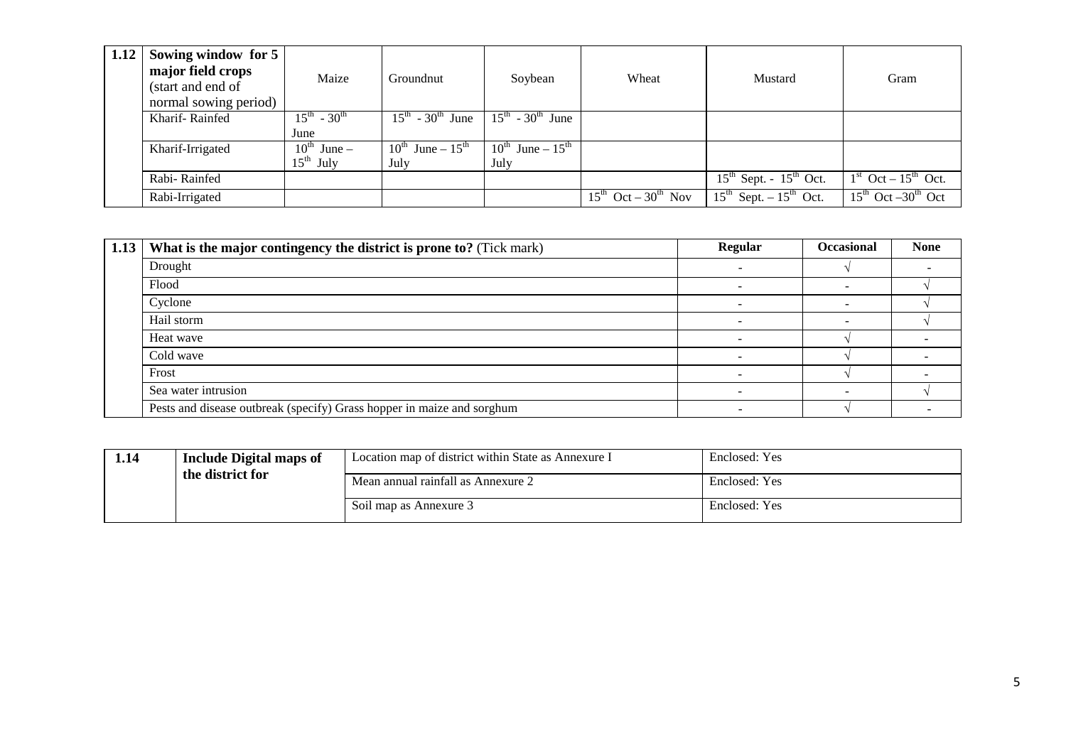| 1.12 | Sowing window for 5 major field crops (start and end of normal sowing period) | Maize | Groundnut | Soybean | Wheat | Mustard | Gram |
|---|---|---|---|---|---|---|---|
| | Kharif- Rainfed | $15^{th}$ - $30^{th}$ June | $15^{th}$ - $30^{th}$ June | $15^{th}$ - $30^{th}$ June | | | |
| | Kharif-Irrigated | $10^{th}$ June – $15^{th}$ July | $10^{th}$ June – $15^{th}$ July | $10^{th}$ June – $15^{th}$ July | | | |
| | Rabi- Rainfed | | | | | $15^{th}$ Sept. - $15^{th}$ Oct. | $1^{st}$ Oct – $15^{th}$ Oct. |
| | Rabi-Irrigated | | | | $15^{th}$ Oct – $30^{th}$ Nov | $15^{th}$ Sept. – $15^{th}$ Oct. | $15^{th}$ Oct –$30^{th}$ Oct |

| 1.13 | **What is the major contingency the district is prone to?** (Tick mark) | **Regular** | **Occasional** | **None** |
|---|---|---|---|---|
| | Drought | - | √ | - |
| | Flood | - | - | √ |
| | Cyclone | - | - | √ |
| | Hail storm | - | - | √ |
| | Heat wave | - | √ | - |
| | Cold wave | - | √ | - |
| | Frost | - | √ | - |
| | Sea water intrusion | - | - | √ |
| | Pests and disease outbreak (specify) Grass hopper in maize and sorghum | - | √ | - |

| 1.14 | **Include Digital maps of the district for** | Location map of district within State as Annexure I | Enclosed: Yes |
|---|---|---|---|
| | | Mean annual rainfall as Annexure 2 | Enclosed: Yes |
| | | Soil map as Annexure 3 | Enclosed: Yes |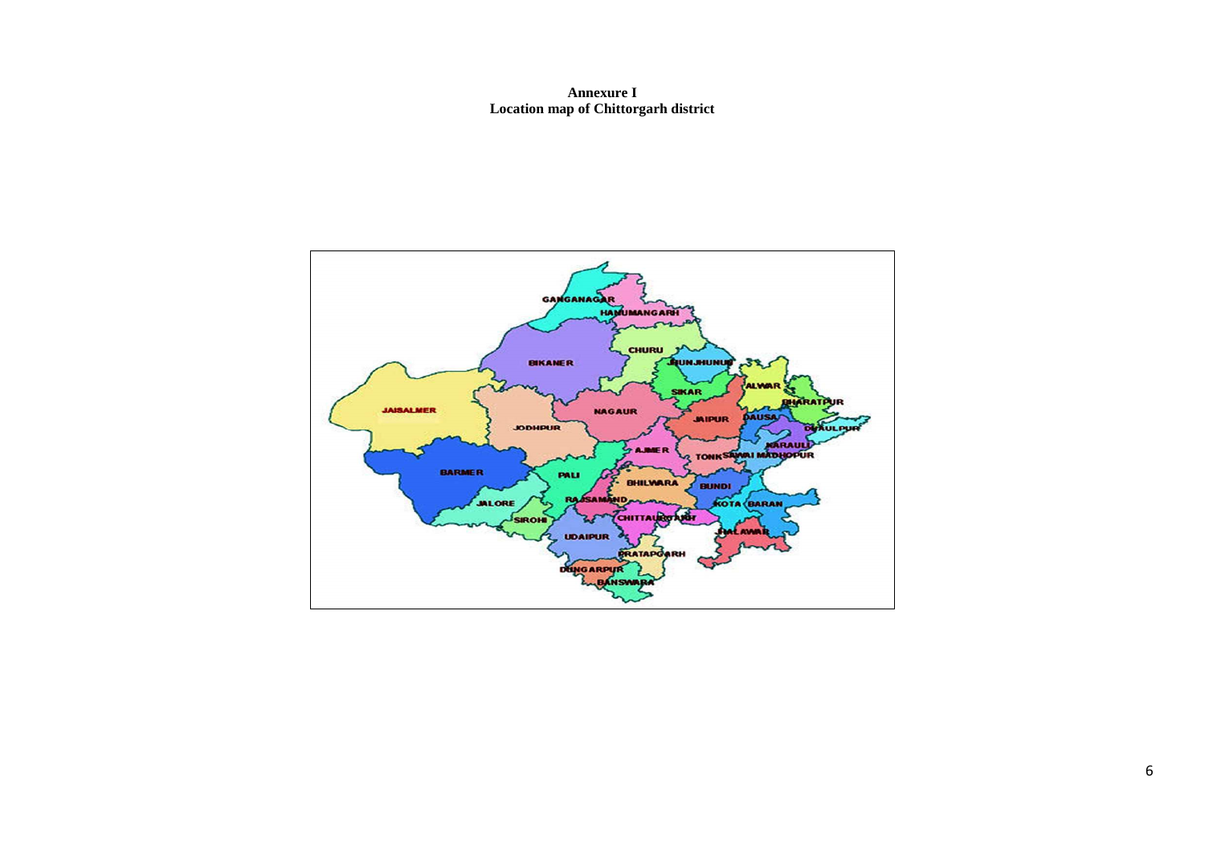**Annexure I**
**Location map of Chittorgarh district**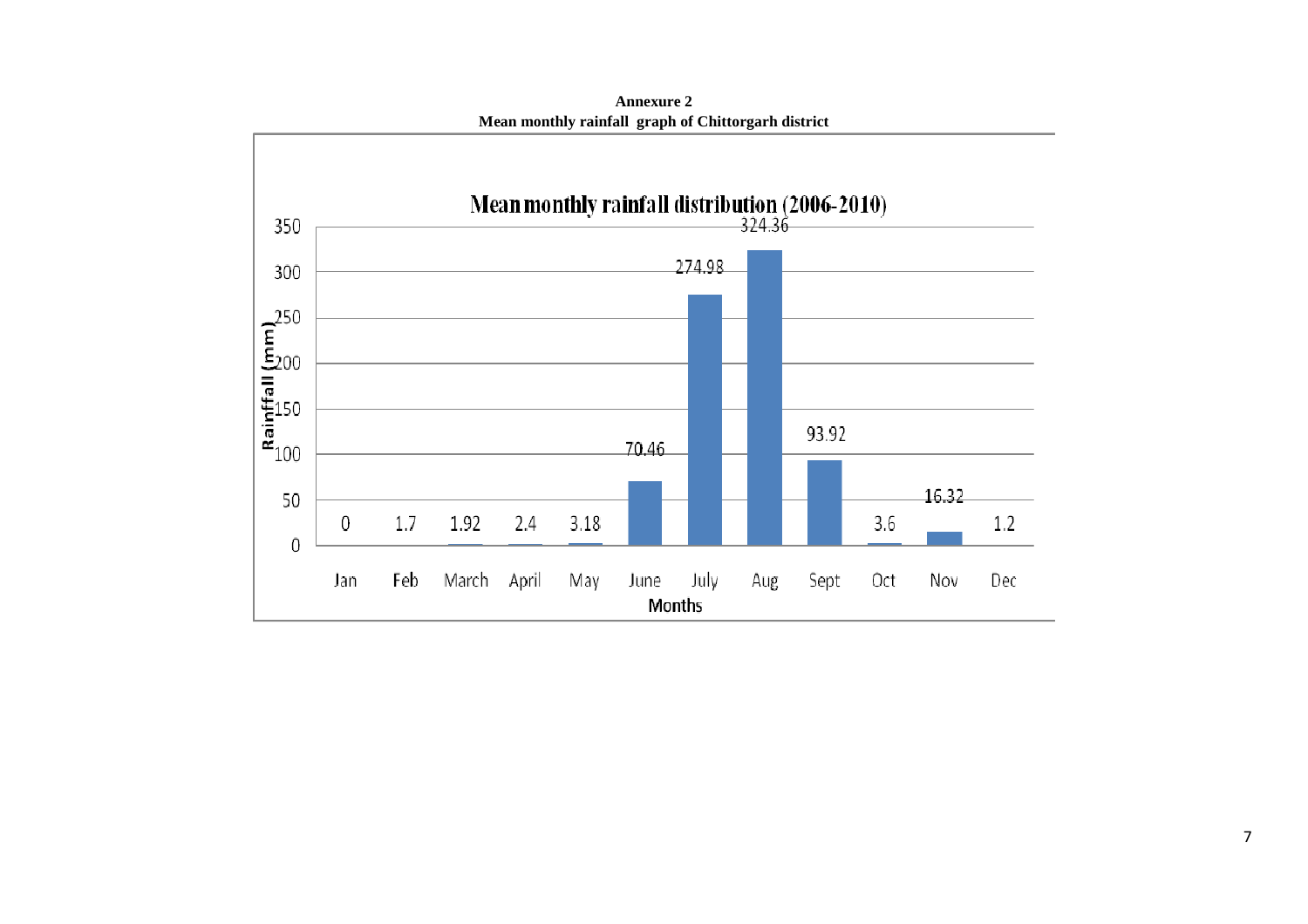**Annexure 2**

**Mean monthly rainfall graph of Chittorgarh district**

**Mean monthly rainfall distribution (2006-2010)**

| Months | Rainfall (mm) |
|---|---|
| Jan | 0 |
| Feb | 1.7 |
| March | 1.92 |
| April | 2.4 |
| May | 3.18 |
| June | 70.46 |
| July | 274.98 |
| Aug | 324.36 |
| Sept | 93.92 |
| Oct | 3.6 |
| Nov | 16.32 |
| Dec | 1.2 |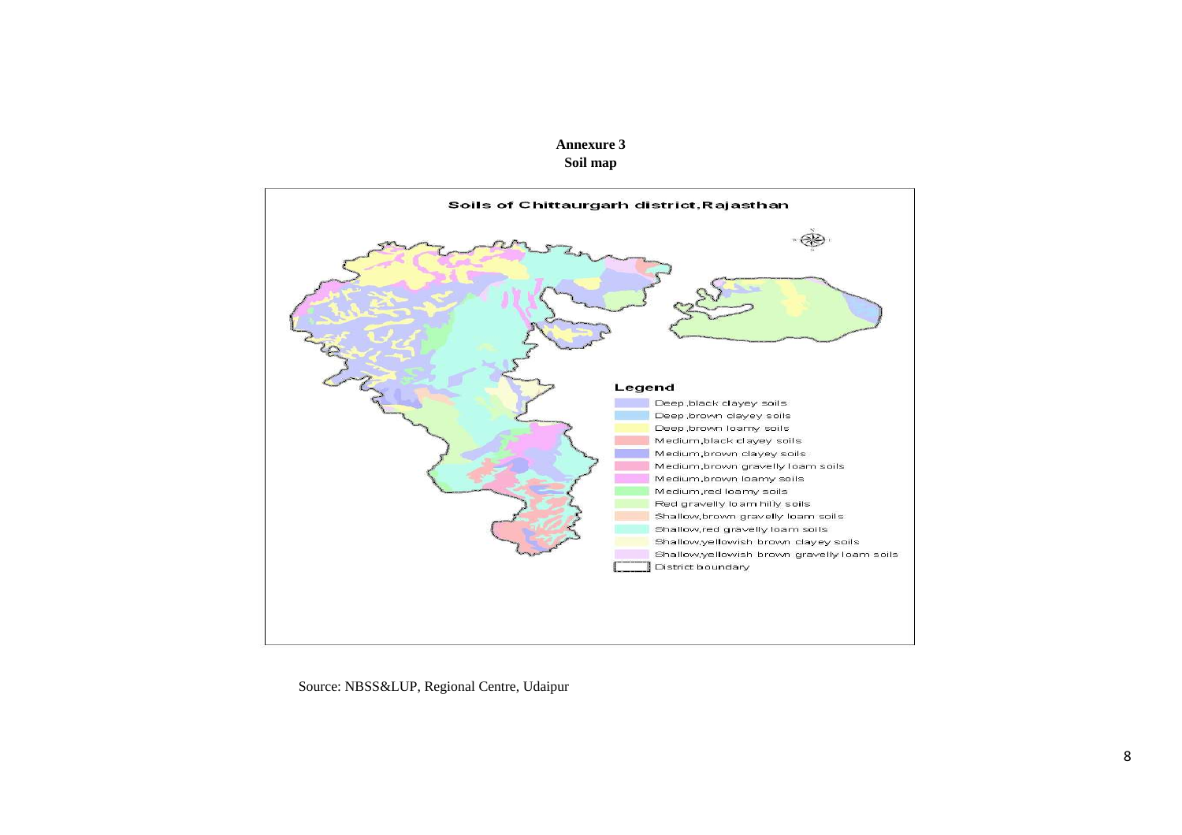**Annexure 3**

**Soil map**

Soils of Chittaurgarh district, Rajasthan

Legend

- Deep, black clayey soils
- Deep, brown clayey soils
- Deep, brown loamy soils
- Medium, black clayey soils
- Medium, brown clayey soils
- Medium, brown gravelly loam soils
- Medium, brown loamy soils
- Medium, red loamy soils
- Red gravelly loam hilly soils
- Shallow, brown gravelly loam soils
- Shallow, red gravelly loam soils
- Shallow, yellowish brown clayey soils
- Shallow, yellowish brown gravelly loam soils
- District boundary

Source: NBSS&LUP, Regional Centre, Udaipur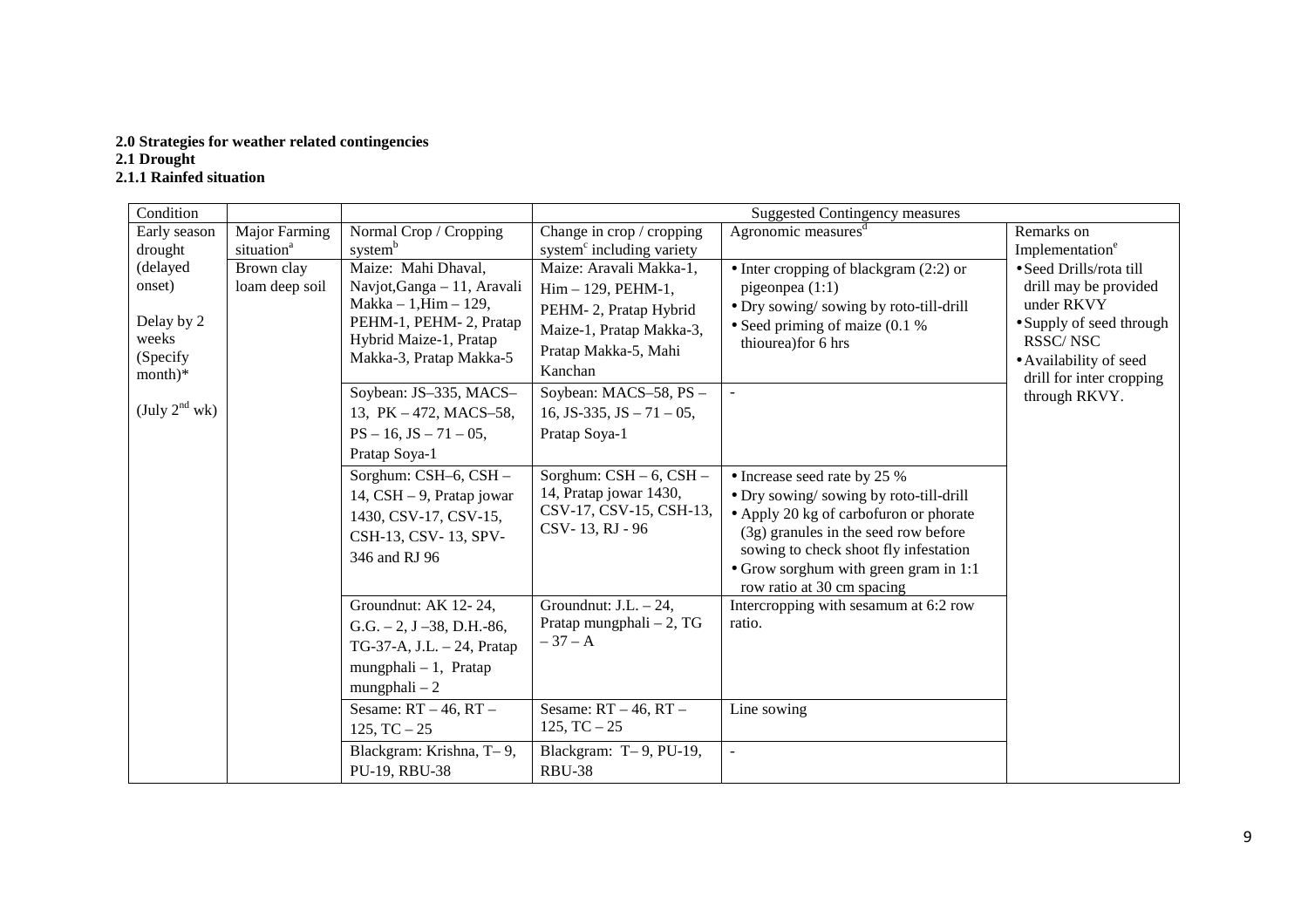**2.0 Strategies for weather related contingencies**

**2.1 Drought**

**2.1.1 Rainfed situation**

| Condition | | | Suggested Contingency measures | | |
|---|---|---|---|---|---|
| Early season drought (delayed onset)<br><br>Delay by 2 weeks (Specify month)*<br><br>(July 2[nd] wk) | Major Farming situation[a] | Normal Crop / Cropping system[b] | Change in crop / cropping system[c] including variety | Agronomic measures[d] | Remarks on Implementation[e] |
| | Brown clay loam deep soil | Maize: Mahi Dhaval, Navjot,Ganga – 11, Aravali Makka – 1,Him – 129, PEHM-1, PEHM- 2, Pratap Hybrid Maize-1, Pratap Makka-3, Pratap Makka-5 | Maize: Aravali Makka-1, Him – 129, PEHM-1, PEHM- 2, Pratap Hybrid Maize-1, Pratap Makka-3, Pratap Makka-5, Mahi Kanchan | • Inter cropping of blackgram (2:2) or pigeonpea (1:1)<br>• Dry sowing/ sowing by roto-till-drill<br>• Seed priming of maize (0.1 % thiourea)for 6 hrs | • Seed Drills/rota till drill may be provided under RKVY<br>• Supply of seed through RSSC/ NSC<br>• Availability of seed drill for inter cropping through RKVY. |
| | | Soybean: JS–335, MACS–13, PK – 472, MACS–58, PS – 16, JS – 71 – 05, Pratap Soya-1 | Soybean: MACS–58, PS – 16, JS-335, JS – 71 – 05, Pratap Soya-1 | - | |
| | | Sorghum: CSH–6, CSH – 14, CSH – 9, Pratap jowar 1430, CSV-17, CSV-15, CSH-13, CSV- 13, SPV-346 and RJ 96 | Sorghum: CSH – 6, CSH – 14, Pratap jowar 1430, CSV-17, CSV-15, CSH-13, CSV- 13, RJ - 96 | • Increase seed rate by 25 %<br>• Dry sowing/ sowing by roto-till-drill<br>• Apply 20 kg of carbofuron or phorate (3g) granules in the seed row before sowing to check shoot fly infestation<br>• Grow sorghum with green gram in 1:1 row ratio at 30 cm spacing | |
| | | Groundnut: AK 12- 24, G.G. – 2, J –38, D.H.-86, TG-37-A, J.L. – 24, Pratap mungphali – 1, Pratap mungphali – 2 | Groundnut: J.L. – 24, Pratap mungphali – 2, TG – 37 – A | Intercropping with sesamum at 6:2 row ratio. | |
| | | Sesame: RT – 46, RT – 125, TC – 25 | Sesame: RT – 46, RT – 125, TC – 25 | Line sowing | |
| | | Blackgram: Krishna, T– 9, PU-19, RBU-38 | Blackgram: T– 9, PU-19, RBU-38 | - | |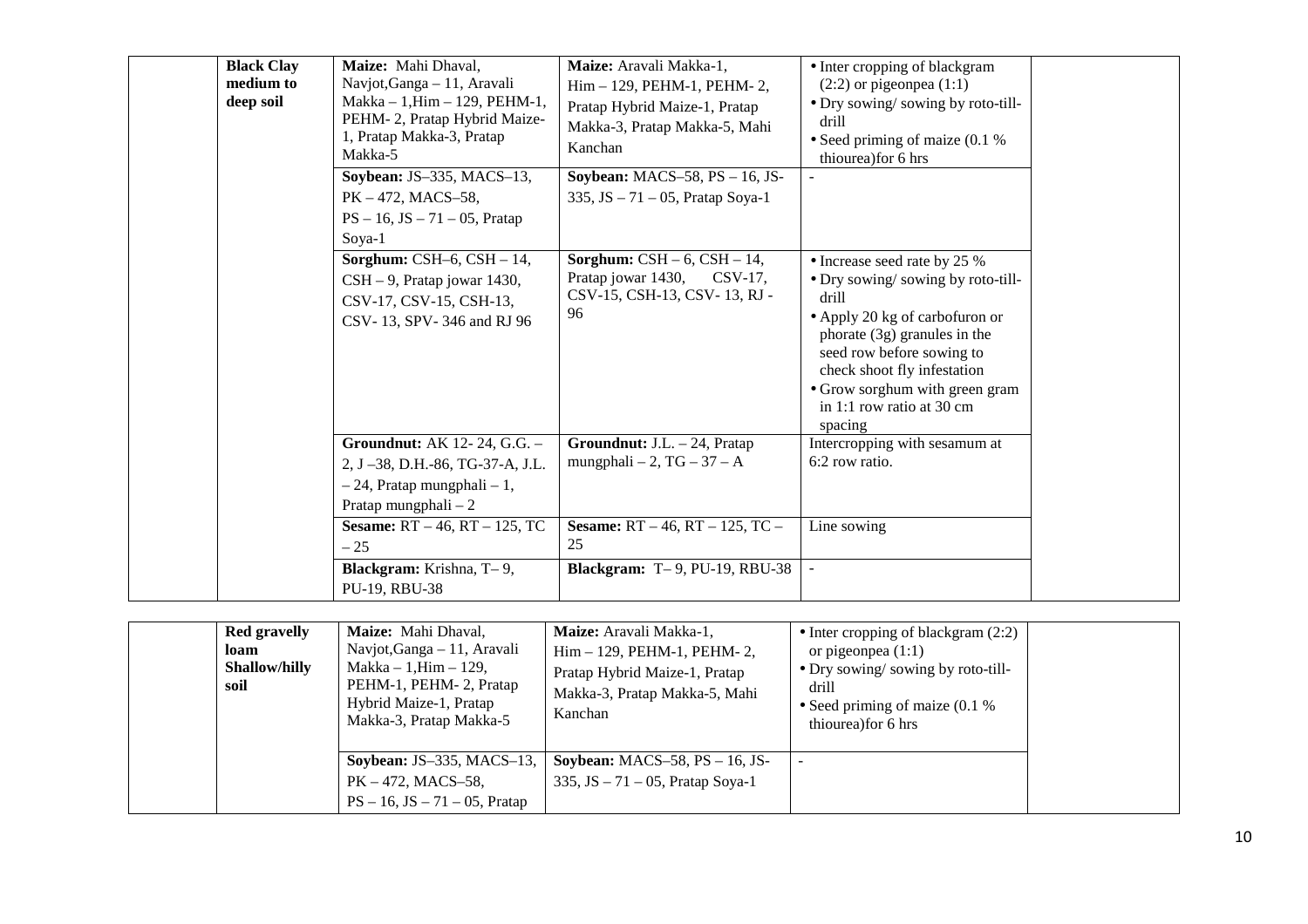| | Black Clay medium to deep soil | **Maize:** Mahi Dhaval, Navjot,Ganga – 11, Aravali Makka – 1,Him – 129, PEHM-1, PEHM- 2, Pratap Hybrid Maize-1, Pratap Makka-3, Pratap Makka-5 | **Maize:** Aravali Makka-1, Him – 129, PEHM-1, PEHM- 2, Pratap Hybrid Maize-1, Pratap Makka-3, Pratap Makka-5, Mahi Kanchan | • Inter cropping of blackgram (2:2) or pigeonpea (1:1)<br>• Dry sowing/ sowing by roto-till-drill<br>• Seed priming of maize (0.1 % thiourea)for 6 hrs | |
|---|---|---|---|---|---|
| | | **Soybean:** JS–335, MACS–13, PK – 472, MACS–58, PS – 16, JS – 71 – 05, Pratap Soya-1 | **Soybean:** MACS–58, PS – 16, JS-335, JS – 71 – 05, Pratap Soya-1 | - | |
| | | **Sorghum:** CSH–6, CSH – 14, CSH – 9, Pratap jowar 1430, CSV-17, CSV-15, CSH-13, CSV- 13, SPV- 346 and RJ 96 | **Sorghum:** CSH – 6, CSH – 14, Pratap jowar 1430, CSV-17, CSV-15, CSH-13, CSV- 13, RJ - 96 | • Increase seed rate by 25 %<br>• Dry sowing/ sowing by roto-till-drill<br>• Apply 20 kg of carbofuron or phorate (3g) granules in the seed row before sowing to check shoot fly infestation<br>• Grow sorghum with green gram in 1:1 row ratio at 30 cm spacing | |
| | | **Groundnut:** AK 12- 24, G.G. – 2, J –38, D.H.-86, TG-37-A, J.L. – 24, Pratap mungphali – 1, Pratap mungphali – 2 | **Groundnut:** J.L. – 24, Pratap mungphali – 2, TG – 37 – A | Intercropping with sesamum at 6:2 row ratio. | |
| | | **Sesame:** RT – 46, RT – 125, TC – 25 | **Sesame:** RT – 46, RT – 125, TC – 25 | Line sowing | |
| | | **Blackgram:** Krishna, T– 9, PU-19, RBU-38 | **Blackgram:** T– 9, PU-19, RBU-38 | - | |

| | Red gravelly loam Shallow/hilly soil | **Maize:** Mahi Dhaval, Navjot,Ganga – 11, Aravali Makka – 1,Him – 129, PEHM-1, PEHM- 2, Pratap Hybrid Maize-1, Pratap Makka-3, Pratap Makka-5 | **Maize:** Aravali Makka-1, Him – 129, PEHM-1, PEHM- 2, Pratap Hybrid Maize-1, Pratap Makka-3, Pratap Makka-5, Mahi Kanchan | • Inter cropping of blackgram (2:2) or pigeonpea (1:1)<br>• Dry sowing/ sowing by roto-till-drill<br>• Seed priming of maize (0.1 % thiourea)for 6 hrs | |
|---|---|---|---|---|---|
| | | **Soybean:** JS–335, MACS–13, PK – 472, MACS–58, PS – 16, JS – 71 – 05, Pratap | **Soybean:** MACS–58, PS – 16, JS-335, JS – 71 – 05, Pratap Soya-1 | - | |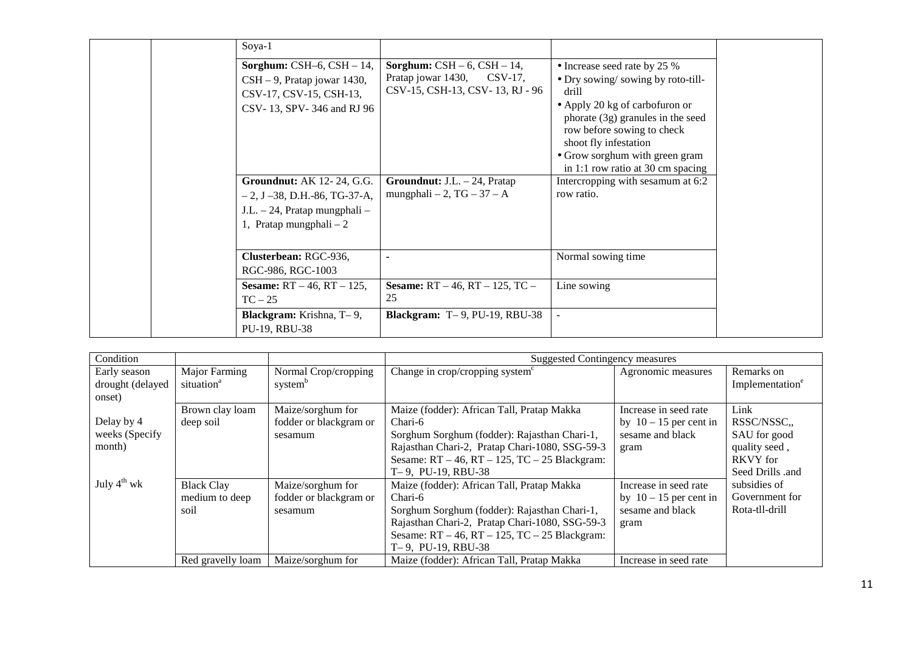| | | | | | |
|---|---|---|---|---|---|
| | | Soya-1 | | | |
| | | **Sorghum:** CSH–6, CSH – 14, CSH – 9, Pratap jowar 1430, CSV-17, CSV-15, CSH-13, CSV- 13, SPV- 346 and RJ 96 | **Sorghum:** CSH – 6, CSH – 14, Pratap jowar 1430, CSV-17, CSV-15, CSH-13, CSV- 13, RJ - 96 | • Increase seed rate by 25 %<br>• Dry sowing/ sowing by roto-till-drill<br>• Apply 20 kg of carbofuron or phorate (3g) granules in the seed row before sowing to check shoot fly infestation<br>• Grow sorghum with green gram in 1:1 row ratio at 30 cm spacing | |
| | | **Groundnut:** AK 12- 24, G.G. – 2, J –38, D.H.-86, TG-37-A, J.L. – 24, Pratap mungphali – 1, Pratap mungphali – 2 | **Groundnut:** J.L. – 24, Pratap mungphali – 2, TG – 37 – A | Intercropping with sesamum at 6:2 row ratio. | |
| | | **Clusterbean:** RGC-936, RGC-986, RGC-1003 | - | Normal sowing time | |
| | | **Sesame:** RT – 46, RT – 125, TC – 25 | **Sesame:** RT – 46, RT – 125, TC – 25 | Line sowing | |
| | | **Blackgram:** Krishna, T– 9, PU-19, RBU-38 | **Blackgram:** T– 9, PU-19, RBU-38 | - | |

| Condition | | | Suggested Contingency measures | | |
|---|---|---|---|---|---|
| Early season drought (delayed onset) | Major Farming situation[a] | Normal Crop/cropping system[b] | Change in crop/cropping system[c] | Agronomic measures | Remarks on Implementation[e] |
| Delay by 4 weeks (Specify month)<br><br>July 4[th] wk | Brown clay loam deep soil | Maize/sorghum for fodder or blackgram or sesamum | Maize (fodder): African Tall, Pratap Makka Chari-6<br>Sorghum Sorghum (fodder): Rajasthan Chari-1, Rajasthan Chari-2, Pratap Chari-1080, SSG-59-3<br>Sesame: RT – 46, RT – 125, TC – 25 Blackgram: T– 9, PU-19, RBU-38 | Increase in seed rate by 10 – 15 per cent in sesame and black gram | Link RSSC/NSSC,, SAU for good quality seed , RKVY for Seed Drills .and subsidies of Government for Rota-tll-drill |
| | Black Clay medium to deep soil | Maize/sorghum for fodder or blackgram or sesamum | Maize (fodder): African Tall, Pratap Makka Chari-6<br>Sorghum Sorghum (fodder): Rajasthan Chari-1, Rajasthan Chari-2, Pratap Chari-1080, SSG-59-3<br>Sesame: RT – 46, RT – 125, TC – 25 Blackgram: T– 9, PU-19, RBU-38 | Increase in seed rate by 10 – 15 per cent in sesame and black gram | |
| | Red gravelly loam | Maize/sorghum for | Maize (fodder): African Tall, Pratap Makka | Increase in seed rate | |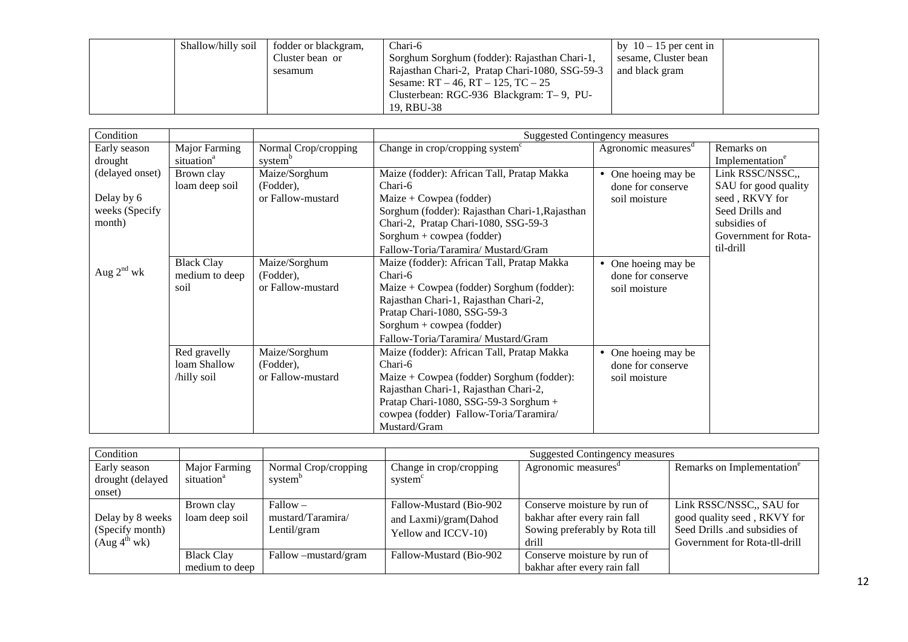|  | Shallow/hilly soil | fodder or blackgram, Cluster bean or sesamum | Chari-6<br>Sorghum Sorghum (fodder): Rajasthan Chari-1, Rajasthan Chari-2, Pratap Chari-1080, SSG-59-3<br>Sesame: RT – 46, RT – 125, TC – 25<br>Clusterbean: RGC-936 Blackgram: T– 9, PU-19, RBU-38 | by 10 – 15 per cent in sesame, Cluster bean and black gram |  |
|---|---|---|---|---|---|

| Condition |  |  | Suggested Contingency measures | | |
|---|---|---|---|---|---|
| Early season drought (delayed onset)<br><br>Delay by 6 weeks (Specify month)<br><br>Aug 2[nd] wk | Major Farming situation[a] | Normal Crop/cropping system[b] | Change in crop/cropping system[c] | Agronomic measures[d] | Remarks on Implementation[e] |
|  | Brown clay loam deep soil | Maize/Sorghum (Fodder), or Fallow-mustard | Maize (fodder): African Tall, Pratap Makka Chari-6<br>Maize + Cowpea (fodder)<br>Sorghum (fodder): Rajasthan Chari-1,Rajasthan Chari-2, Pratap Chari-1080, SSG-59-3<br>Sorghum + cowpea (fodder)<br>Fallow-Toria/Taramira/ Mustard/Gram | • One hoeing may be done for conserve soil moisture | Link RSSC/NSSC,, SAU for good quality seed , RKVY for Seed Drills and subsidies of Government for Rota-til-drill |
|  | Black Clay medium to deep soil | Maize/Sorghum (Fodder), or Fallow-mustard | Maize (fodder): African Tall, Pratap Makka Chari-6<br>Maize + Cowpea (fodder) Sorghum (fodder): Rajasthan Chari-1, Rajasthan Chari-2, Pratap Chari-1080, SSG-59-3<br>Sorghum + cowpea (fodder)<br>Fallow-Toria/Taramira/ Mustard/Gram | • One hoeing may be done for conserve soil moisture |  |
|  | Red gravelly loam Shallow /hilly soil | Maize/Sorghum (Fodder), or Fallow-mustard | Maize (fodder): African Tall, Pratap Makka Chari-6<br>Maize + Cowpea (fodder) Sorghum (fodder): Rajasthan Chari-1, Rajasthan Chari-2, Pratap Chari-1080, SSG-59-3 Sorghum + cowpea (fodder) Fallow-Toria/Taramira/ Mustard/Gram | • One hoeing may be done for conserve soil moisture |  |

| Condition |  |  | Suggested Contingency measures | | |
|---|---|---|---|---|---|
| Early season drought (delayed onset) | Major Farming situation[a] | Normal Crop/cropping system[b] | Change in crop/cropping system[c] | Agronomic measures[d] | Remarks on Implementation[e] |
| Delay by 8 weeks (Specify month) (Aug 4[th] wk) | Brown clay loam deep soil | Fallow – mustard/Taramira/ Lentil/gram | Fallow-Mustard (Bio-902 and Laxmi)/gram(Dahod Yellow and ICCV-10) | Conserve moisture by run of bakhar after every rain fall Sowing preferably by Rota till drill | Link RSSC/NSSC,, SAU for good quality seed , RKVY for Seed Drills .and subsidies of Government for Rota-tll-drill |
|  | Black Clay medium to deep | Fallow –mustard/gram | Fallow-Mustard (Bio-902 | Conserve moisture by run of bakhar after every rain fall |  |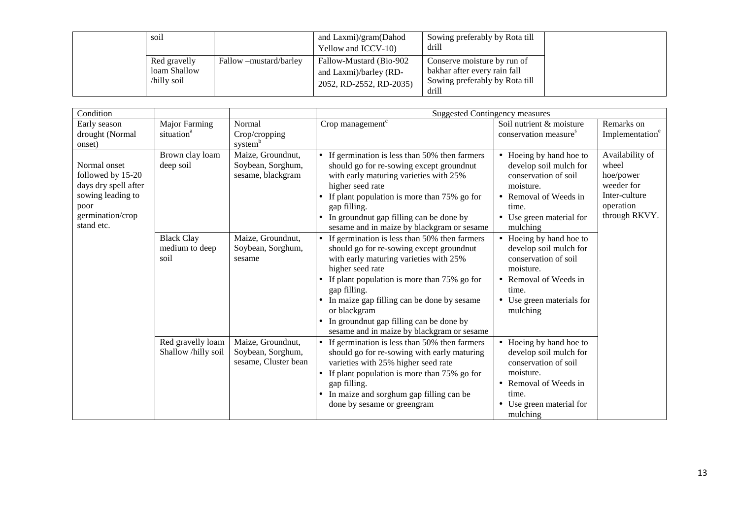| | soil | | and Laxmi)/gram(Dahod Yellow and ICCV-10) | Sowing preferably by Rota till drill | |
|---|---|---|---|---|---|
| | Red gravelly loam Shallow /hilly soil | Fallow –mustard/barley | Fallow-Mustard (Bio-902 and Laxmi)/barley (RD-2052, RD-2552, RD-2035) | Conserve moisture by run of bakhar after every rain fall Sowing preferably by Rota till drill | |

| Condition | | | Suggested Contingency measures | | |
|---|---|---|---|---|---|
| Early season drought (Normal onset) | Major Farming situation[a] | Normal Crop/cropping system[b] | Crop management[c] | Soil nutrient & moisture conservation measure[s] | Remarks on Implementation[e] |
| Normal onset followed by 15-20 days dry spell after sowing leading to poor germination/crop stand etc. | Brown clay loam deep soil | Maize, Groundnut, Soybean, Sorghum, sesame, blackgram | • If germination is less than 50% then farmers should go for re-sowing except groundnut with early maturing varieties with 25% higher seed rate<br>• If plant population is more than 75% go for gap filling.<br>• In groundnut gap filling can be done by sesame and in maize by blackgram or sesame | • Hoeing by hand hoe to develop soil mulch for conservation of soil moisture.<br>• Removal of Weeds in time.<br>• Use green material for mulching | Availability of wheel hoe/power weeder for Inter-culture operation through RKVY. |
| | Black Clay medium to deep soil | Maize, Groundnut, Soybean, Sorghum, sesame | • If germination is less than 50% then farmers should go for re-sowing except groundnut with early maturing varieties with 25% higher seed rate<br>• If plant population is more than 75% go for gap filling.<br>• In maize gap filling can be done by sesame or blackgram<br>• In groundnut gap filling can be done by sesame and in maize by blackgram or sesame | • Hoeing by hand hoe to develop soil mulch for conservation of soil moisture.<br>• Removal of Weeds in time.<br>• Use green materials for mulching | |
| | Red gravelly loam Shallow /hilly soil | Maize, Groundnut, Soybean, Sorghum, sesame, Cluster bean | • If germination is less than 50% then farmers should go for re-sowing with early maturing varieties with 25% higher seed rate<br>• If plant population is more than 75% go for gap filling.<br>• In maize and sorghum gap filling can be done by sesame or greengram | • Hoeing by hand hoe to develop soil mulch for conservation of soil moisture.<br>• Removal of Weeds in time.<br>• Use green material for mulching | |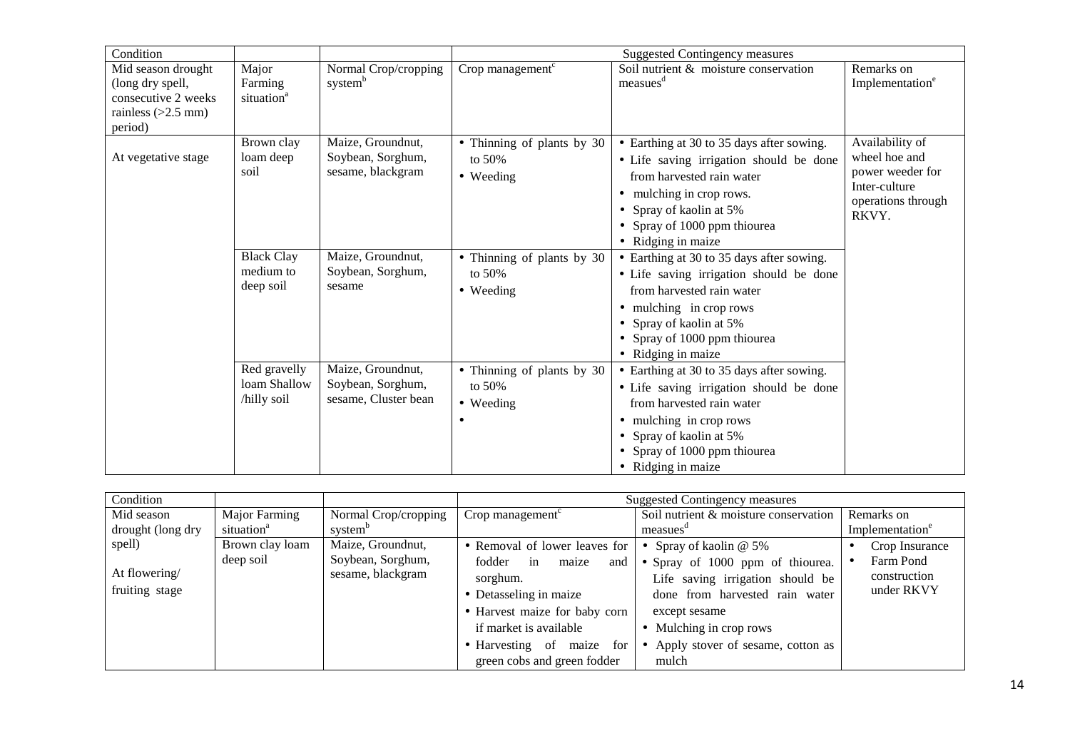| Condition | | | Suggested Contingency measures | | |
|---|---|---|---|---|---|
| Mid season drought (long dry spell, consecutive 2 weeks rainless (>2.5 mm) period) | Major Farming situation[a] | Normal Crop/cropping system[b] | Crop management[c] | Soil nutrient & moisture conservation measues[d] | Remarks on Implementation[e] |
| At vegetative stage | Brown clay loam deep soil | Maize, Groundnut, Soybean, Sorghum, sesame, blackgram | • Thinning of plants by 30 to 50%<br>• Weeding | • Earthing at 30 to 35 days after sowing.<br>• Life saving irrigation should be done from harvested rain water<br>• mulching in crop rows.<br>• Spray of kaolin at 5%<br>• Spray of 1000 ppm thiourea<br>• Ridging in maize | Availability of wheel hoe and power weeder for Inter-culture operations through RKVY. |
| | Black Clay medium to deep soil | Maize, Groundnut, Soybean, Sorghum, sesame | • Thinning of plants by 30 to 50%<br>• Weeding | • Earthing at 30 to 35 days after sowing.<br>• Life saving irrigation should be done from harvested rain water<br>• mulching in crop rows<br>• Spray of kaolin at 5%<br>• Spray of 1000 ppm thiourea<br>• Ridging in maize | |
| | Red gravelly loam Shallow /hilly soil | Maize, Groundnut, Soybean, Sorghum, sesame, Cluster bean | • Thinning of plants by 30 to 50%<br>• Weeding<br>• | • Earthing at 30 to 35 days after sowing.<br>• Life saving irrigation should be done from harvested rain water<br>• mulching in crop rows<br>• Spray of kaolin at 5%<br>• Spray of 1000 ppm thiourea<br>• Ridging in maize | |

| Condition | | | Suggested Contingency measures | | |
|---|---|---|---|---|---|
| Mid season drought (long dry spell) | Major Farming situation[a] | Normal Crop/cropping system[b] | Crop management[c] | Soil nutrient & moisture conservation measues[d] | Remarks on Implementation[e] |
| At flowering/ fruiting stage | Brown clay loam deep soil | Maize, Groundnut, Soybean, Sorghum, sesame, blackgram | • Removal of lower leaves for fodder in maize and sorghum.<br>• Detasseling in maize<br>• Harvest maize for baby corn if market is available<br>• Harvesting of maize for green cobs and green fodder | • Spray of kaolin @ 5%<br>• Spray of 1000 ppm of thiourea. Life saving irrigation should be done from harvested rain water except sesame<br>• Mulching in crop rows<br>• Apply stover of sesame, cotton as mulch | • Crop Insurance<br>• Farm Pond construction under RKVY |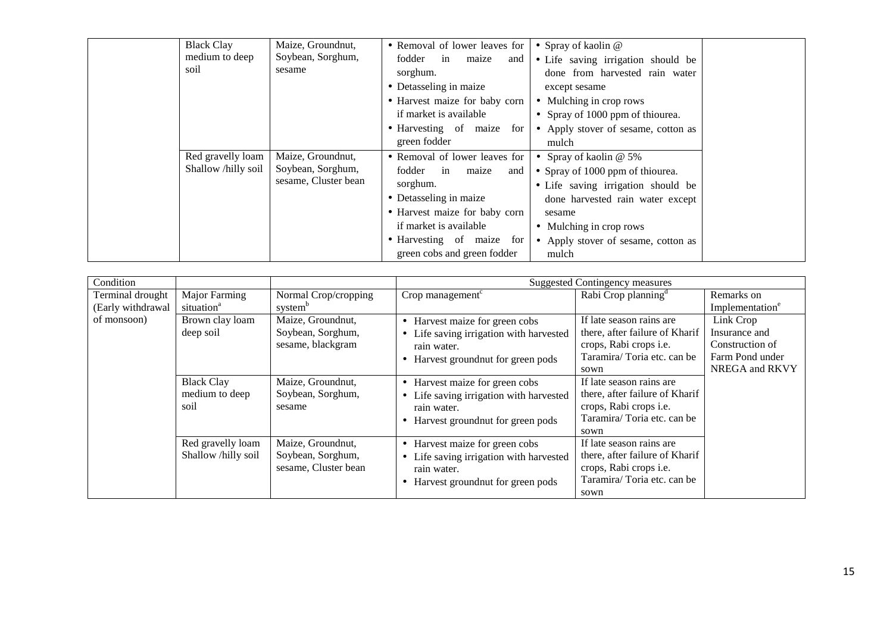| | | | | | |
|---|---|---|---|---|---|
| | Black Clay medium to deep soil | Maize, Groundnut, Soybean, Sorghum, sesame | • Removal of lower leaves for fodder in maize and sorghum.<br>• Detasseling in maize<br>• Harvest maize for baby corn if market is available<br>• Harvesting of maize for green fodder | • Spray of kaolin @<br>• Life saving irrigation should be done from harvested rain water except sesame<br>• Mulching in crop rows<br>• Spray of 1000 ppm of thiourea.<br>• Apply stover of sesame, cotton as mulch | |
| | Red gravelly loam Shallow /hilly soil | Maize, Groundnut, Soybean, Sorghum, sesame, Cluster bean | • Removal of lower leaves for fodder in maize and sorghum.<br>• Detasseling in maize<br>• Harvest maize for baby corn if market is available<br>• Harvesting of maize for green cobs and green fodder | • Spray of kaolin @ 5%<br>• Spray of 1000 ppm of thiourea.<br>• Life saving irrigation should be done harvested rain water except sesame<br>• Mulching in crop rows<br>• Apply stover of sesame, cotton as mulch | |

| Condition | | | Suggested Contingency measures | | |
|---|---|---|---|---|---|
| | Major Farming situation[a] | Normal Crop/cropping system[b] | Crop management[c] | Rabi Crop planning[d] | Remarks on Implementation[e] |
| Terminal drought (Early withdrawal of monsoon) | Brown clay loam deep soil | Maize, Groundnut, Soybean, Sorghum, sesame, blackgram | • Harvest maize for green cobs<br>• Life saving irrigation with harvested rain water.<br>• Harvest groundnut for green pods | If late season rains are there, after failure of Kharif crops, Rabi crops i.e. Taramira/ Toria etc. can be sown | Link Crop Insurance and Construction of Farm Pond under NREGA and RKVY |
| | Black Clay medium to deep soil | Maize, Groundnut, Soybean, Sorghum, sesame | • Harvest maize for green cobs<br>• Life saving irrigation with harvested rain water.<br>• Harvest groundnut for green pods | If late season rains are there, after failure of Kharif crops, Rabi crops i.e. Taramira/ Toria etc. can be sown | |
| | Red gravelly loam Shallow /hilly soil | Maize, Groundnut, Soybean, Sorghum, sesame, Cluster bean | • Harvest maize for green cobs<br>• Life saving irrigation with harvested rain water.<br>• Harvest groundnut for green pods | If late season rains are there, after failure of Kharif crops, Rabi crops i.e. Taramira/ Toria etc. can be sown | |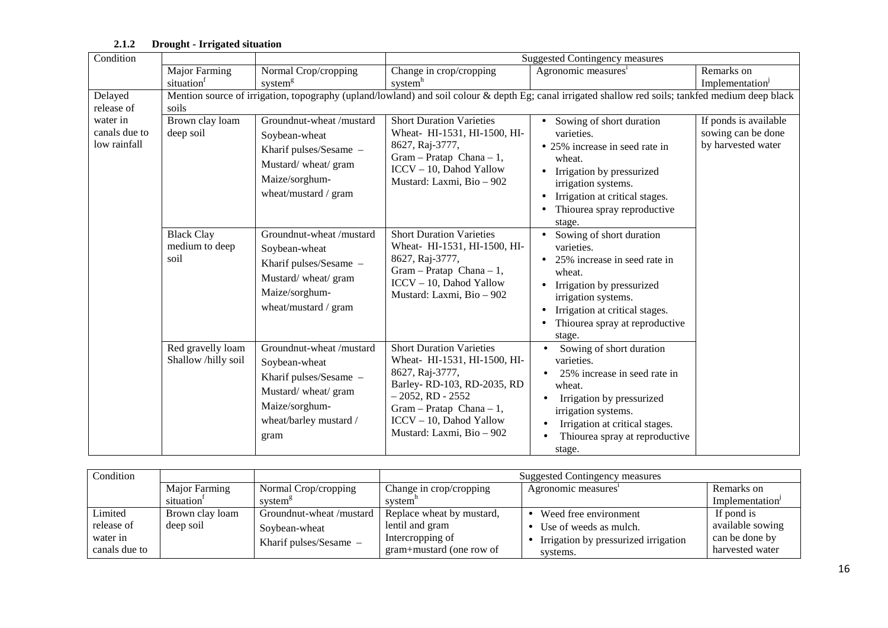### 2.1.2 Drought - Irrigated situation

| Condition | | | Suggested Contingency measures | | |
|---|---|---|---|---|---|
| | Major Farming situation[f] | Normal Crop/cropping system[g] | Change in crop/cropping system[h] | Agronomic measures[i] | Remarks on Implementation[j] |
| Delayed release of water in canals due to low rainfall | Mention source of irrigation, topography (upland/lowland) and soil colour & depth Eg; canal irrigated shallow red soils; tankfed medium deep black soils | | | | |
| | Brown clay loam deep soil | Groundnut-wheat /mustard<br>Soybean-wheat<br>Kharif pulses/Sesame – Mustard/ wheat/ gram<br>Maize/sorghum-wheat/mustard / gram | Short Duration Varieties<br>Wheat- HI-1531, HI-1500, HI-8627, Raj-3777,<br>Gram – Pratap Chana – 1, ICCV – 10, Dahod Yallow<br>Mustard: Laxmi, Bio – 902 | • Sowing of short duration varieties.<br>• 25% increase in seed rate in wheat.<br>• Irrigation by pressurized irrigation systems.<br>• Irrigation at critical stages.<br>• Thiourea spray reproductive stage. | If ponds is available sowing can be done by harvested water |
| | Black Clay medium to deep soil | Groundnut-wheat /mustard<br>Soybean-wheat<br>Kharif pulses/Sesame – Mustard/ wheat/ gram<br>Maize/sorghum-wheat/mustard / gram | Short Duration Varieties<br>Wheat- HI-1531, HI-1500, HI-8627, Raj-3777,<br>Gram – Pratap Chana – 1, ICCV – 10, Dahod Yallow<br>Mustard: Laxmi, Bio – 902 | • Sowing of short duration varieties.<br>• 25% increase in seed rate in wheat.<br>• Irrigation by pressurized irrigation systems.<br>• Irrigation at critical stages.<br>• Thiourea spray at reproductive stage. | |
| | Red gravelly loam Shallow /hilly soil | Groundnut-wheat /mustard<br>Soybean-wheat<br>Kharif pulses/Sesame – Mustard/ wheat/ gram<br>Maize/sorghum-wheat/barley mustard / gram | Short Duration Varieties<br>Wheat- HI-1531, HI-1500, HI-8627, Raj-3777,<br>Barley- RD-103, RD-2035, RD – 2052, RD - 2552<br>Gram – Pratap Chana – 1, ICCV – 10, Dahod Yallow<br>Mustard: Laxmi, Bio – 902 | • Sowing of short duration varieties.<br>• 25% increase in seed rate in wheat.<br>• Irrigation by pressurized irrigation systems.<br>• Irrigation at critical stages.<br>• Thiourea spray at reproductive stage. | |

| Condition | | | Suggested Contingency measures | | |
|---|---|---|---|---|---|
| | Major Farming situation[f] | Normal Crop/cropping system[g] | Change in crop/cropping system[h] | Agronomic measures[i] | Remarks on Implementation[j] |
| Limited release of water in canals due to | Brown clay loam deep soil | Groundnut-wheat /mustard<br>Soybean-wheat<br>Kharif pulses/Sesame – | Replace wheat by mustard, lentil and gram<br>Intercropping of gram+mustard (one row of | • Weed free environment<br>• Use of weeds as mulch.<br>• Irrigation by pressurized irrigation systems. | If pond is available sowing can be done by harvested water |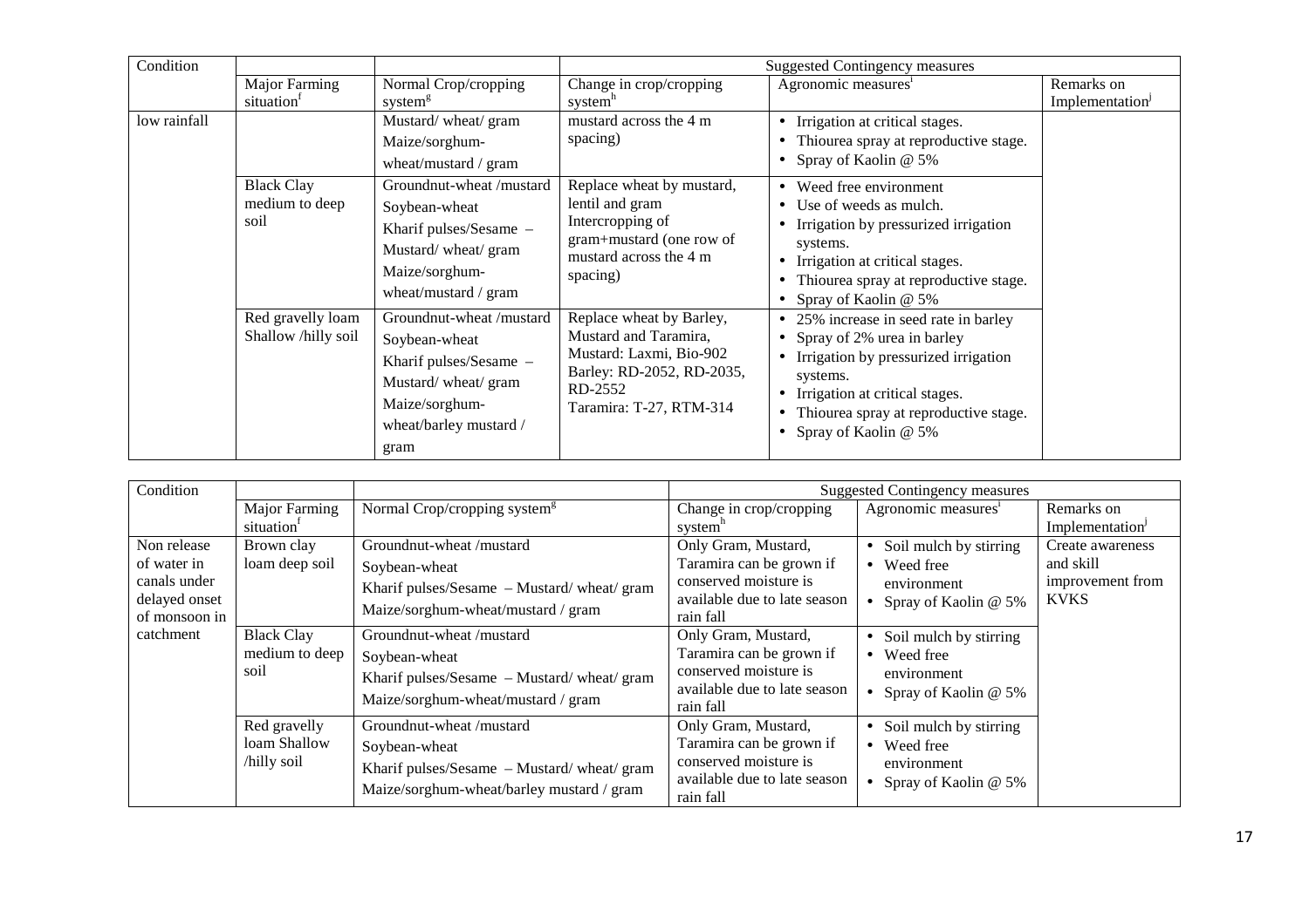| Condition | | | Suggested Contingency measures | | |
|---|---|---|---|---|---|
| | Major Farming situation[f] | Normal Crop/cropping system[g] | Change in crop/cropping system[h] | Agronomic measures[i] | Remarks on Implementation[j] |
| low rainfall | | Mustard/ wheat/ gram<br>Maize/sorghum-wheat/mustard / gram | mustard across the 4 m spacing) | • Irrigation at critical stages.<br>• Thiourea spray at reproductive stage.<br>• Spray of Kaolin @ 5% | |
| | Black Clay medium to deep soil | Groundnut-wheat /mustard<br>Soybean-wheat<br>Kharif pulses/Sesame – Mustard/ wheat/ gram<br>Maize/sorghum-wheat/mustard / gram | Replace wheat by mustard, lentil and gram Intercropping of gram+mustard (one row of mustard across the 4 m spacing) | • Weed free environment<br>• Use of weeds as mulch.<br>• Irrigation by pressurized irrigation systems.<br>• Irrigation at critical stages.<br>• Thiourea spray at reproductive stage.<br>• Spray of Kaolin @ 5% | |
| | Red gravelly loam Shallow /hilly soil | Groundnut-wheat /mustard<br>Soybean-wheat<br>Kharif pulses/Sesame – Mustard/ wheat/ gram<br>Maize/sorghum-wheat/barley mustard / gram | Replace wheat by Barley, Mustard and Taramira,<br>Mustard: Laxmi, Bio-902<br>Barley: RD-2052, RD-2035, RD-2552<br>Taramira: T-27, RTM-314 | • 25% increase in seed rate in barley<br>• Spray of 2% urea in barley<br>• Irrigation by pressurized irrigation systems.<br>• Irrigation at critical stages.<br>• Thiourea spray at reproductive stage.<br>• Spray of Kaolin @ 5% | |

| Condition | | | Suggested Contingency measures | | |
|---|---|---|---|---|---|
| | Major Farming situation[f] | Normal Crop/cropping system[g] | Change in crop/cropping system[h] | Agronomic measures[i] | Remarks on Implementation[j] |
| Non release of water in canals under delayed onset of monsoon in catchment | Brown clay loam deep soil | Groundnut-wheat /mustard<br>Soybean-wheat<br>Kharif pulses/Sesame – Mustard/ wheat/ gram<br>Maize/sorghum-wheat/mustard / gram | Only Gram, Mustard, Taramira can be grown if conserved moisture is available due to late season rain fall | • Soil mulch by stirring<br>• Weed free environment<br>• Spray of Kaolin @ 5% | Create awareness and skill improvement from KVKS |
| | Black Clay medium to deep soil | Groundnut-wheat /mustard<br>Soybean-wheat<br>Kharif pulses/Sesame – Mustard/ wheat/ gram<br>Maize/sorghum-wheat/mustard / gram | Only Gram, Mustard, Taramira can be grown if conserved moisture is available due to late season rain fall | • Soil mulch by stirring<br>• Weed free environment<br>• Spray of Kaolin @ 5% | |
| | Red gravelly loam Shallow /hilly soil | Groundnut-wheat /mustard<br>Soybean-wheat<br>Kharif pulses/Sesame – Mustard/ wheat/ gram<br>Maize/sorghum-wheat/barley mustard / gram | Only Gram, Mustard, Taramira can be grown if conserved moisture is available due to late season rain fall | • Soil mulch by stirring<br>• Weed free environment<br>• Spray of Kaolin @ 5% | |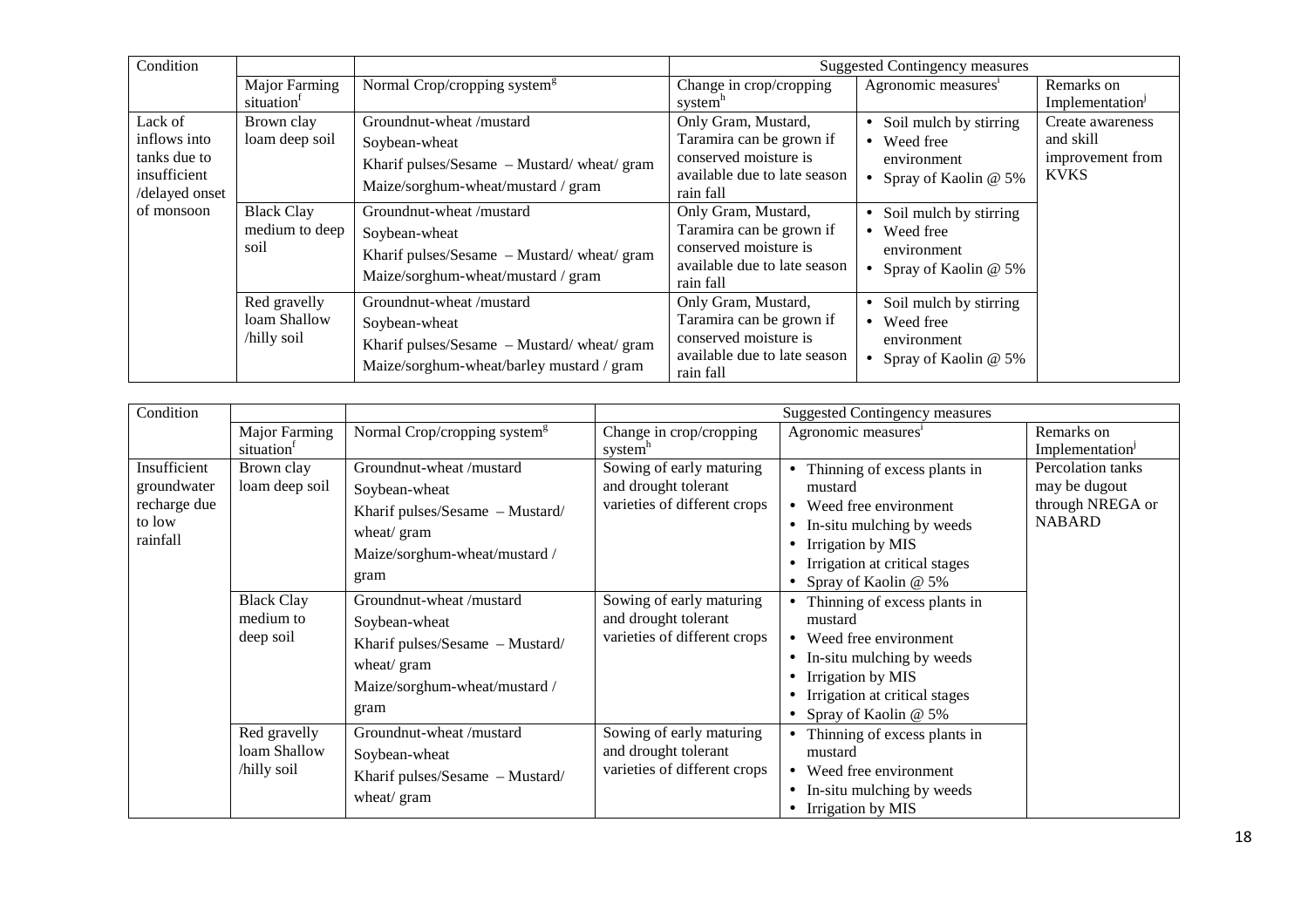| Condition | | | Suggested Contingency measures | | |
|---|---|---|---|---|---|
| | Major Farming situation[f] | Normal Crop/cropping system[g] | Change in crop/cropping system[h] | Agronomic measures[i] | Remarks on Implementation[j] |
| Lack of inflows into tanks due to insufficient /delayed onset of monsoon | Brown clay loam deep soil | Groundnut-wheat /mustard<br>Soybean-wheat<br>Kharif pulses/Sesame – Mustard/ wheat/ gram<br>Maize/sorghum-wheat/mustard / gram | Only Gram, Mustard, Taramira can be grown if conserved moisture is available due to late season rain fall | • Soil mulch by stirring<br>• Weed free environment<br>• Spray of Kaolin @ 5% | Create awareness and skill improvement from KVKS |
| | Black Clay medium to deep soil | Groundnut-wheat /mustard<br>Soybean-wheat<br>Kharif pulses/Sesame – Mustard/ wheat/ gram<br>Maize/sorghum-wheat/mustard / gram | Only Gram, Mustard, Taramira can be grown if conserved moisture is available due to late season rain fall | • Soil mulch by stirring<br>• Weed free environment<br>• Spray of Kaolin @ 5% | |
| | Red gravelly loam Shallow /hilly soil | Groundnut-wheat /mustard<br>Soybean-wheat<br>Kharif pulses/Sesame – Mustard/ wheat/ gram<br>Maize/sorghum-wheat/barley mustard / gram | Only Gram, Mustard, Taramira can be grown if conserved moisture is available due to late season rain fall | • Soil mulch by stirring<br>• Weed free environment<br>• Spray of Kaolin @ 5% | |

| Condition | | | Suggested Contingency measures | | |
|---|---|---|---|---|---|
| | Major Farming situation[f] | Normal Crop/cropping system[g] | Change in crop/cropping system[h] | Agronomic measures[i] | Remarks on Implementation[j] |
| Insufficient groundwater recharge due to low rainfall | Brown clay loam deep soil | Groundnut-wheat /mustard<br>Soybean-wheat<br>Kharif pulses/Sesame – Mustard/ wheat/ gram<br>Maize/sorghum-wheat/mustard / gram | Sowing of early maturing and drought tolerant varieties of different crops | • Thinning of excess plants in mustard<br>• Weed free environment<br>• In-situ mulching by weeds<br>• Irrigation by MIS<br>• Irrigation at critical stages<br>• Spray of Kaolin @ 5% | Percolation tanks may be dugout through NREGA or NABARD |
| | Black Clay medium to deep soil | Groundnut-wheat /mustard<br>Soybean-wheat<br>Kharif pulses/Sesame – Mustard/ wheat/ gram<br>Maize/sorghum-wheat/mustard / gram | Sowing of early maturing and drought tolerant varieties of different crops | • Thinning of excess plants in mustard<br>• Weed free environment<br>• In-situ mulching by weeds<br>• Irrigation by MIS<br>• Irrigation at critical stages<br>• Spray of Kaolin @ 5% | |
| | Red gravelly loam Shallow /hilly soil | Groundnut-wheat /mustard<br>Soybean-wheat<br>Kharif pulses/Sesame – Mustard/ wheat/ gram | Sowing of early maturing and drought tolerant varieties of different crops | • Thinning of excess plants in mustard<br>• Weed free environment<br>• In-situ mulching by weeds<br>• Irrigation by MIS | |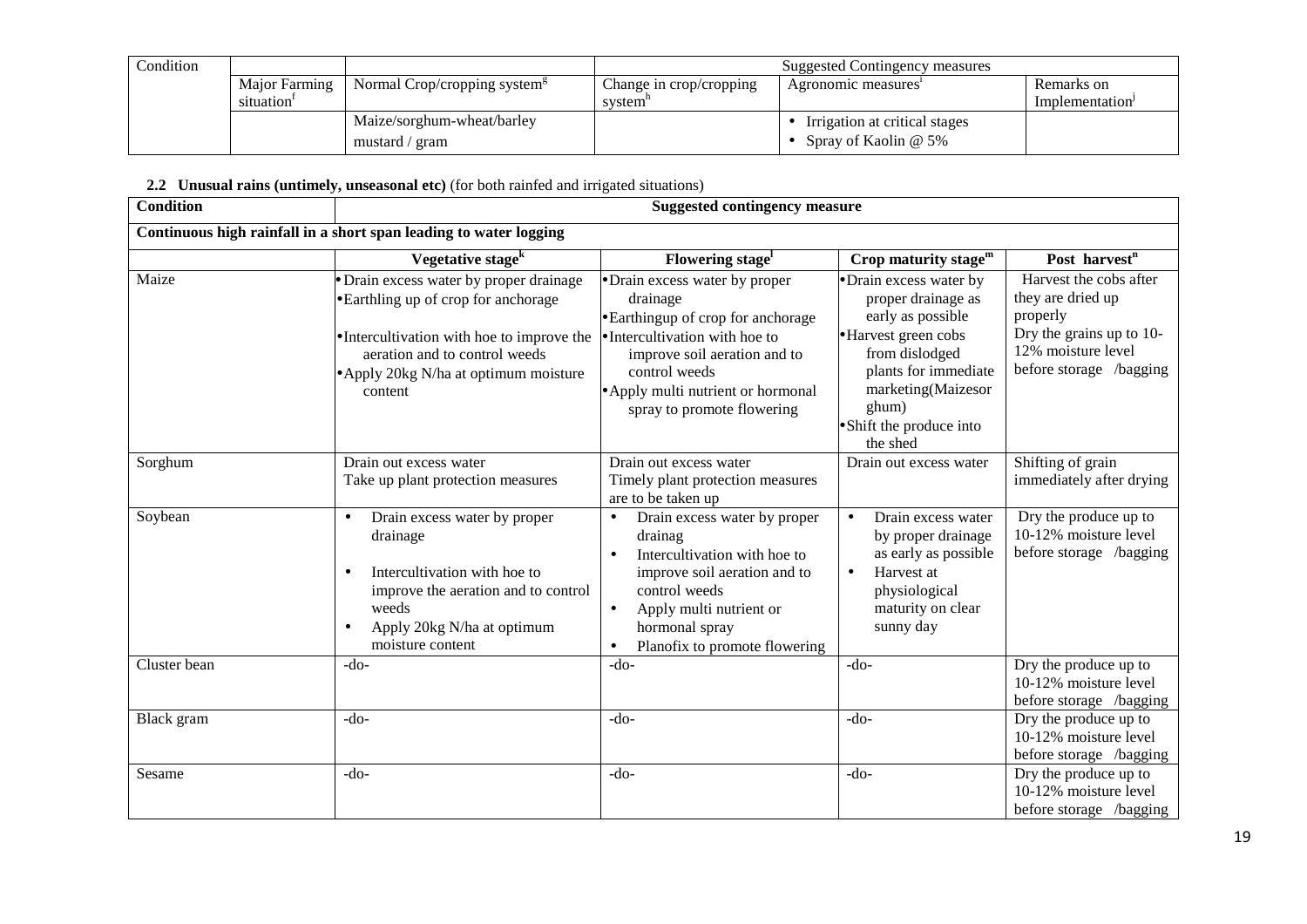| Condition | | | Suggested Contingency measures | | |
|---|---|---|---|---|---|
| | Major Farming situation[f] | Normal Crop/cropping system[g] | Change in crop/cropping system[h] | Agronomic measures[i] | Remarks on Implementation[j] |
| | | Maize/sorghum-wheat/barley<br>mustard / gram | | • Irrigation at critical stages<br>• Spray of Kaolin @ 5% | |

**2.2 Unusual rains (untimely, unseasonal etc)** (for both rainfed and irrigated situations)

| Condition | Suggested contingency measure | | | |
|---|---|---|---|---|
| **Continuous high rainfall in a short span leading to water logging** | | | | |
| | **Vegetative stage[k]** | **Flowering stage[l]** | **Crop maturity stage[m]** | **Post harvest[n]** |
| Maize | • Drain excess water by proper drainage<br>• Earthling up of crop for anchorage<br>• Intercultivation with hoe to improve the aeration and to control weeds<br>• Apply 20kg N/ha at optimum moisture content | • Drain excess water by proper drainage<br>• Earthingup of crop for anchorage<br>• Intercultivation with hoe to improve soil aeration and to control weeds<br>• Apply multi nutrient or hormonal spray to promote flowering | • Drain excess water by proper drainage as early as possible<br>• Harvest green cobs from dislodged plants for immediate marketing(Maizesor ghum)<br>• Shift the produce into the shed | Harvest the cobs after they are dried up properly<br>Dry the grains up to 10-12% moisture level before storage /bagging |
| Sorghum | Drain out excess water<br>Take up plant protection measures | Drain out excess water<br>Timely plant protection measures are to be taken up | Drain out excess water | Shifting of grain immediately after drying |
| Soybean | • Drain excess water by proper drainage<br>• Intercultivation with hoe to improve the aeration and to control weeds<br>• Apply 20kg N/ha at optimum moisture content | • Drain excess water by proper drainag<br>• Intercultivation with hoe to improve soil aeration and to control weeds<br>• Apply multi nutrient or hormonal spray<br>• Planofix to promote flowering | • Drain excess water by proper drainage as early as possible<br>• Harvest at physiological maturity on clear sunny day | Dry the produce up to 10-12% moisture level before storage /bagging |
| Cluster bean | -do- | -do- | -do- | Dry the produce up to 10-12% moisture level before storage /bagging |
| Black gram | -do- | -do- | -do- | Dry the produce up to 10-12% moisture level before storage /bagging |
| Sesame | -do- | -do- | -do- | Dry the produce up to 10-12% moisture level before storage /bagging |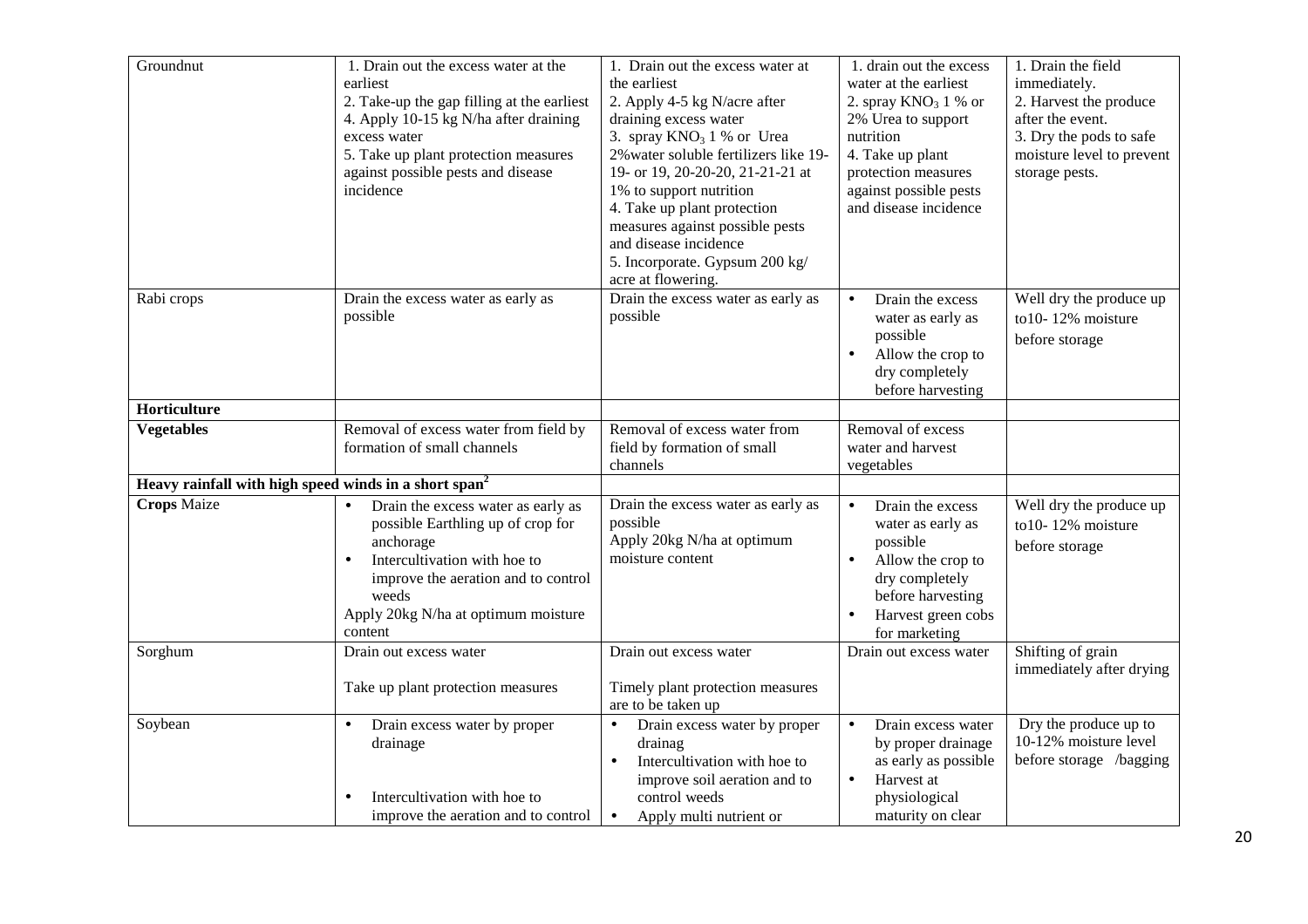| | | | | |
|---|---|---|---|---|
| Groundnut | 1. Drain out the excess water at the earliest<br>2. Take-up the gap filling at the earliest<br>4. Apply 10-15 kg N/ha after draining excess water<br>5. Take up plant protection measures against possible pests and disease incidence | 1. Drain out the excess water at the earliest<br>2. Apply 4-5 kg N/acre after draining excess water<br>3. spray $KNO_3$ 1 % or Urea 2%water soluble fertilizers like 19-19- or 19, 20-20-20, 21-21-21 at 1% to support nutrition<br>4. Take up plant protection measures against possible pests and disease incidence<br>5. Incorporate. Gypsum 200 kg/ acre at flowering. | 1. drain out the excess water at the earliest<br>2. spray $KNO_3$ 1 % or 2% Urea to support nutrition<br>4. Take up plant protection measures against possible pests and disease incidence | 1. Drain the field immediately.<br>2. Harvest the produce after the event.<br>3. Dry the pods to safe moisture level to prevent storage pests. |
| Rabi crops | Drain the excess water as early as possible | Drain the excess water as early as possible | • Drain the excess water as early as possible<br>• Allow the crop to dry completely before harvesting | Well dry the produce up to10- 12% moisture before storage |
| **Horticulture** | | | | |
| **Vegetables** | Removal of excess water from field by formation of small channels | Removal of excess water from field by formation of small channels | Removal of excess water and harvest vegetables | |
| **Heavy rainfall with high speed winds in a short span[2]** | | | | |
| **Crops** Maize | • Drain the excess water as early as possible Earthling up of crop for anchorage<br>• Intercultivation with hoe to improve the aeration and to control weeds<br>Apply 20kg N/ha at optimum moisture content | Drain the excess water as early as possible<br>Apply 20kg N/ha at optimum moisture content | • Drain the excess water as early as possible<br>• Allow the crop to dry completely before harvesting<br>• Harvest green cobs for marketing | Well dry the produce up to10- 12% moisture before storage |
| Sorghum | Drain out excess water<br><br>Take up plant protection measures | Drain out excess water<br><br>Timely plant protection measures are to be taken up | Drain out excess water | Shifting of grain immediately after drying |
| Soybean | • Drain excess water by proper drainage<br><br>• Intercultivation with hoe to improve the aeration and to control | • Drain excess water by proper drainag<br>• Intercultivation with hoe to improve soil aeration and to control weeds<br>• Apply multi nutrient or | • Drain excess water by proper drainage as early as possible<br>• Harvest at physiological maturity on clear | Dry the produce up to 10-12% moisture level before storage /bagging |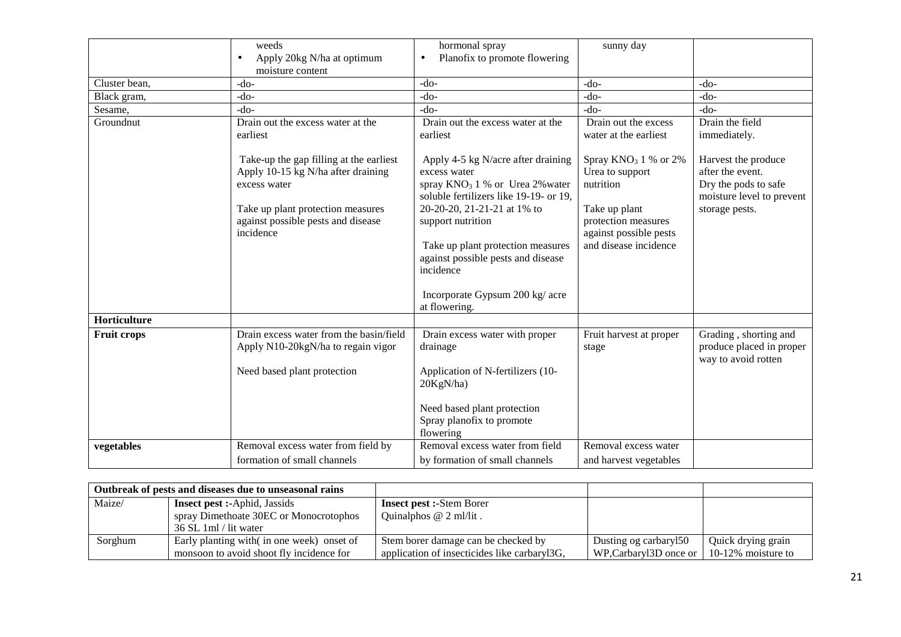|  |  |  |  |  |
|---|---|---|---|---|
|  | weeds<br>• Apply 20kg N/ha at optimum moisture content | hormonal spray<br>• Planofix to promote flowering | sunny day |  |
| Cluster bean, | -do- | -do- | -do- | -do- |
| Black gram, | -do- | -do- | -do- | -do- |
| Sesame, | -do- | -do- | -do- | -do- |
| Groundnut | Drain out the excess water at the earliest<br><br>Take-up the gap filling at the earliest<br>Apply 10-15 kg N/ha after draining excess water<br><br>Take up plant protection measures against possible pests and disease incidence | Drain out the excess water at the earliest<br><br>Apply 4-5 kg N/acre after draining excess water<br>spray $KNO_3$ 1 % or Urea 2%water soluble fertilizers like 19-19- or 19, 20-20-20, 21-21-21 at 1% to support nutrition<br><br>Take up plant protection measures against possible pests and disease incidence<br><br>Incorporate Gypsum 200 kg/ acre at flowering. | Drain out the excess water at the earliest<br><br>Spray $KNO_3$ 1 % or 2% Urea to support nutrition<br><br>Take up plant protection measures against possible pests and disease incidence | Drain the field immediately.<br><br>Harvest the produce after the event.<br>Dry the pods to safe moisture level to prevent storage pests. |
| **Horticulture** |  |  |  |  |
| **Fruit crops** | Drain excess water from the basin/field<br>Apply N10-20kgN/ha to regain vigor<br><br>Need based plant protection | Drain excess water with proper drainage<br><br>Application of N-fertilizers (10-20KgN/ha)<br><br>Need based plant protection<br>Spray planofix to promote flowering | Fruit harvest at proper stage | Grading , shorting and produce placed in proper way to avoid rotten |
| **vegetables** | Removal excess water from field by formation of small channels | Removal excess water from field by formation of small channels | Removal excess water and harvest vegetables |  |

| **Outbreak of pests and diseases due to unseasonal rains** |  |  |  |  |
|---|---|---|---|---|
| Maize/ | **Insect pest :-**Aphid, Jassids<br>spray Dimethoate 30EC or Monocrotophos 36 SL 1ml / lit water | **Insect pest :-**Stem Borer<br>Quinalphos @ 2 ml/lit . |  |  |
| Sorghum | Early planting with( in one week) onset of monsoon to avoid shoot fly incidence for | Stem borer damage can be checked by application of insecticides like carbaryl3G, | Dusting og carbaryl50 WP,Carbaryl3D once or | Quick drying grain 10-12% moisture to |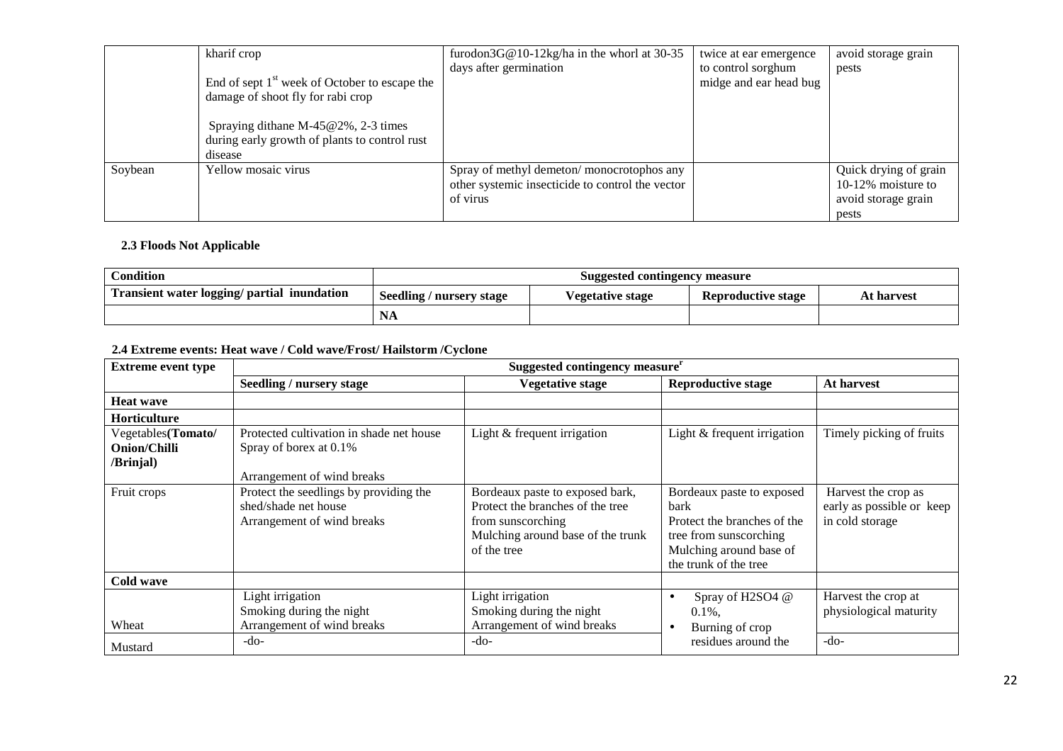|  | kharif crop<br><br>End of sept 1[st] week of October to escape the damage of shoot fly for rabi crop<br><br>Spraying dithane M-45@2%, 2-3 times during early growth of plants to control rust disease | furodon3G@10-12kg/ha in the whorl at 30-35 days after germination | twice at ear emergence to control sorghum midge and ear head bug | avoid storage grain pests |
|---|---|---|---|---|
| Soybean | Yellow mosaic virus | Spray of methyl demeton/ monocrotophos any other systemic insecticide to control the vector of virus |  | Quick drying of grain 10-12% moisture to avoid storage grain pests |

### 2.3 Floods Not Applicable

| Condition | Suggested contingency measure | | | |
|---|---|---|---|---|
| **Transient water logging/ partial inundation** | **Seedling / nursery stage** | **Vegetative stage** | **Reproductive stage** | **At harvest** |
|  | **NA** |  |  |  |

### 2.4 Extreme events: Heat wave / Cold wave/Frost/ Hailstorm /Cyclone

| Extreme event type | Suggested contingency measure[r] | | | |
|---|---|---|---|---|
|  | **Seedling / nursery stage** | **Vegetative stage** | **Reproductive stage** | **At harvest** |
| **Heat wave** |  |  |  |  |
| **Horticulture** |  |  |  |  |
| Vegetables**(Tomato/ Onion/Chilli /Brinjal)** | Protected cultivation in shade net house<br>Spray of borex at 0.1%<br><br>Arrangement of wind breaks | Light & frequent irrigation | Light & frequent irrigation | Timely picking of fruits |
| Fruit crops | Protect the seedlings by providing the shed/shade net house<br>Arrangement of wind breaks | Bordeaux paste to exposed bark,<br>Protect the branches of the tree from sunscorching<br>Mulching around base of the trunk of the tree | Bordeaux paste to exposed bark<br>Protect the branches of the tree from sunscorching<br>Mulching around base of the trunk of the tree | Harvest the crop as early as possible or keep in cold storage |
| **Cold wave** |  |  |  |  |
| Wheat | Light irrigation<br>Smoking during the night<br>Arrangement of wind breaks | Light irrigation<br>Smoking during the night<br>Arrangement of wind breaks | • Spray of $H_2SO_4$ @ 0.1%,<br>• Burning of crop residues around the | Harvest the crop at physiological maturity |
| Mustard | -do- | -do- |  | -do- |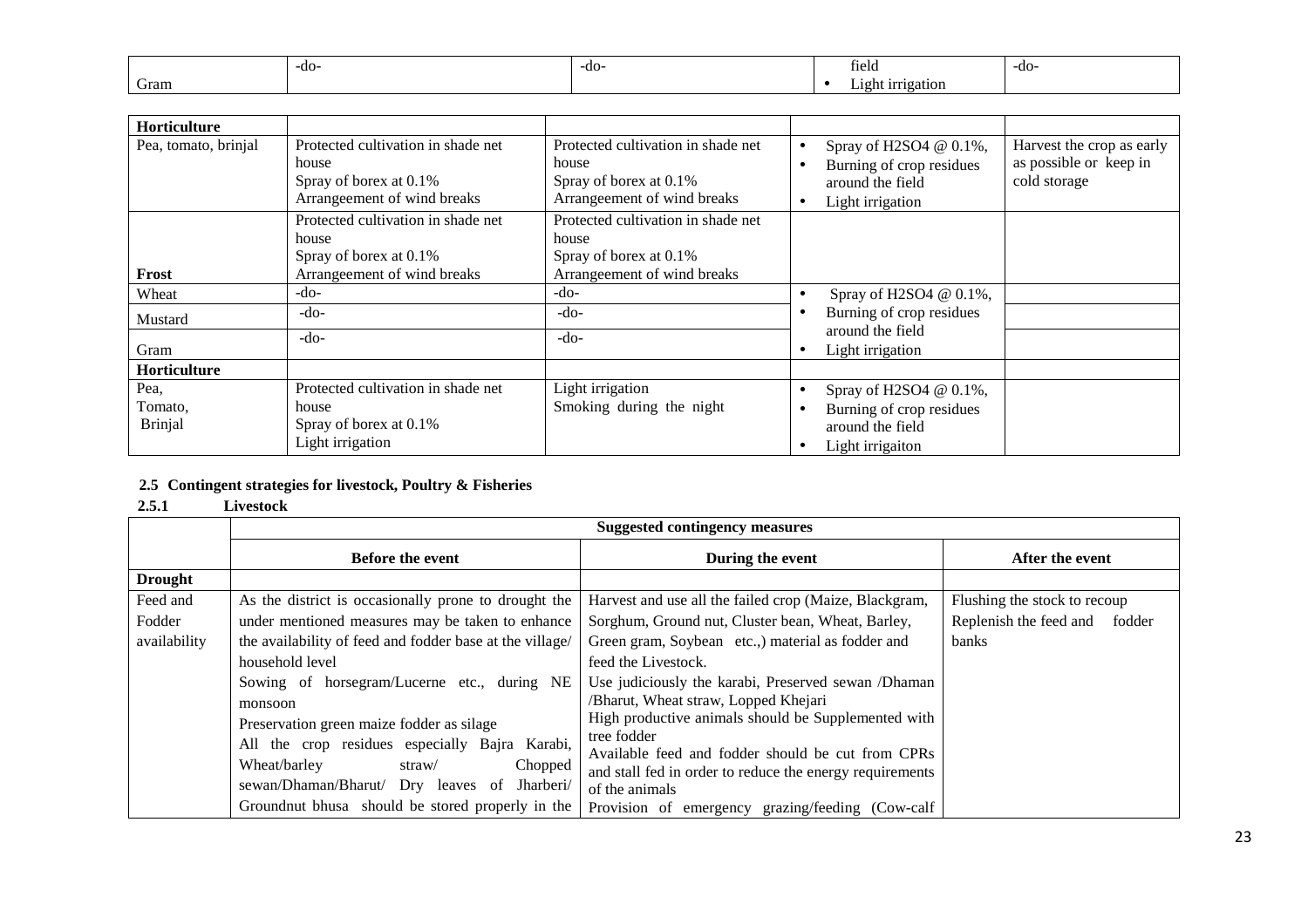| | | | | |
|---|---|---|---|---|
| Gram | -do- | -do- | field<br>• Light irrigation | -do- |

| | | | | |
|---|---|---|---|---|
| **Horticulture** | | | | |
| Pea, tomato, brinjal | Protected cultivation in shade net house<br>Spray of borex at 0.1%<br>Arrangeement of wind breaks | Protected cultivation in shade net house<br>Spray of borex at 0.1%<br>Arrangeement of wind breaks | • Spray of H2SO4 @ 0.1%,<br>• Burning of crop residues around the field<br>• Light irrigation | Harvest the crop as early as possible or keep in cold storage |
| **Frost** | Protected cultivation in shade net house<br>Spray of borex at 0.1%<br>Arrangeement of wind breaks | Protected cultivation in shade net house<br>Spray of borex at 0.1%<br>Arrangeement of wind breaks | | |
| Wheat | -do- | -do- | • Spray of H2SO4 @ 0.1%,<br>• Burning of crop residues around the field<br>• Light irrigation | |
| Mustard | -do- | -do- | | |
| Gram | -do- | -do- | | |
| **Horticulture** | | | | |
| Pea,<br>Tomato,<br>Brinjal | Protected cultivation in shade net house<br>Spray of borex at 0.1%<br>Light irrigation | Light irrigation<br>Smoking during the night | • Spray of H2SO4 @ 0.1%,<br>• Burning of crop residues around the field<br>• Light irrigaiton | |

**2.5 Contingent strategies for livestock, Poultry & Fisheries**

**2.5.1 Livestock**

| | Suggested contingency measures | | |
|---|---|---|---|
| | **Before the event** | **During the event** | **After the event** |
| **Drought** | | | |
| Feed and Fodder availability | As the district is occasionally prone to drought the under mentioned measures may be taken to enhance the availability of feed and fodder base at the village/ household level<br>Sowing of horsegram/Lucerne etc., during NE monsoon<br>Preservation green maize fodder as silage<br>All the crop residues especially Bajra Karabi, Wheat/barley straw/ Chopped sewan/Dhaman/Bharut/ Dry leaves of Jharberi/ Groundnut bhusa should be stored properly in the | Harvest and use all the failed crop (Maize, Blackgram, Sorghum, Ground nut, Cluster bean, Wheat, Barley, Green gram, Soybean etc.,) material as fodder and feed the Livestock.<br>Use judiciously the karabi, Preserved sewan /Dhaman /Bharut, Wheat straw, Lopped Khejari<br>High productive animals should be Supplemented with tree fodder<br>Available feed and fodder should be cut from CPRs and stall fed in order to reduce the energy requirements of the animals<br>Provision of emergency grazing/feeding (Cow-calf | Flushing the stock to recoup<br>Replenish the feed and fodder banks |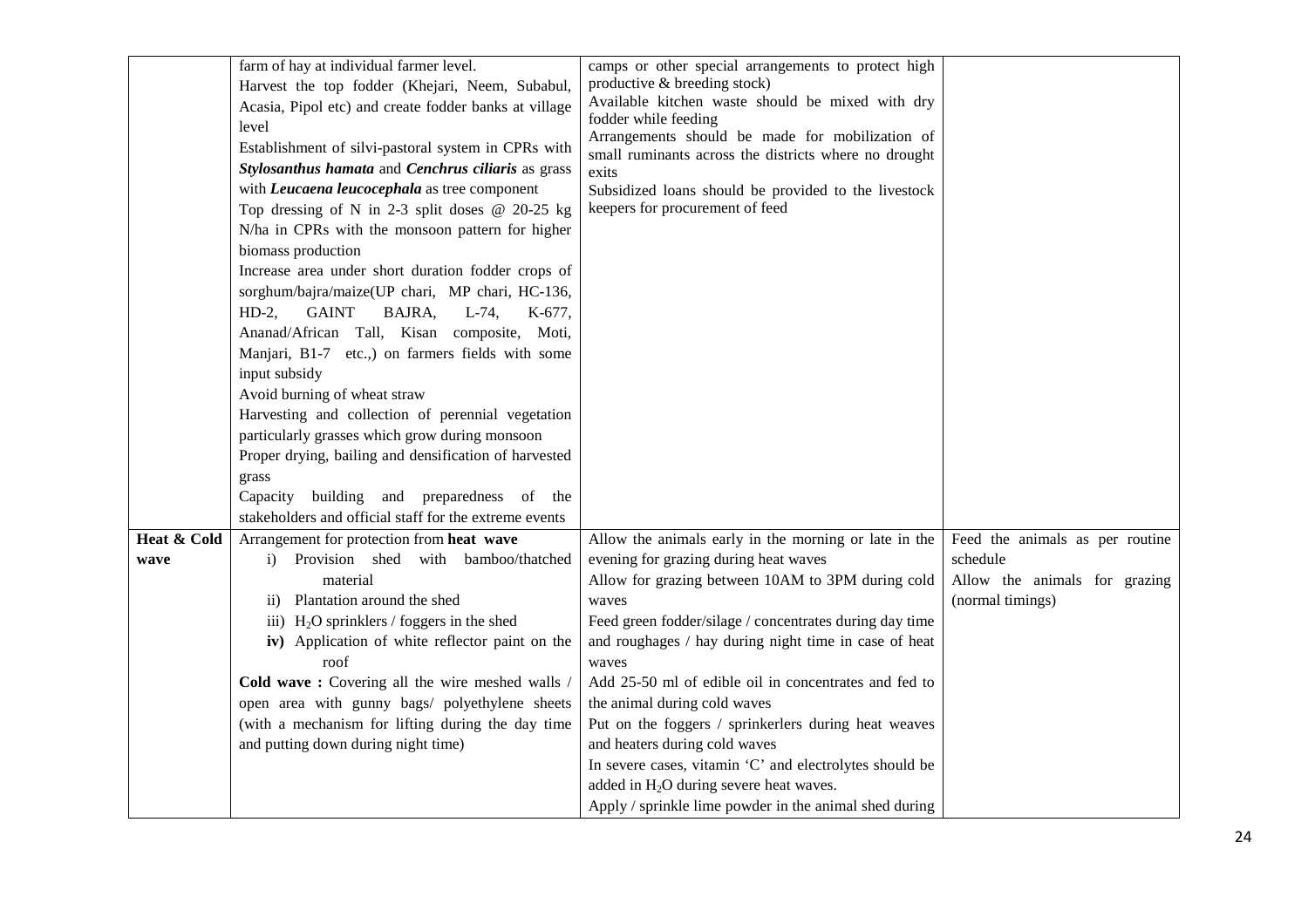| | | | |
|---|---|---|---|
| | farm of hay at individual farmer level.<br>Harvest the top fodder (Khejari, Neem, Subabul, Acasia, Pipol etc) and create fodder banks at village level<br>Establishment of silvi-pastoral system in CPRs with ***Stylosanthus hamata*** and ***Cenchrus ciliaris*** as grass with ***Leucaena leucocephala*** as tree component<br>Top dressing of N in 2-3 split doses @ 20-25 kg N/ha in CPRs with the monsoon pattern for higher biomass production<br>Increase area under short duration fodder crops of sorghum/bajra/maize(UP chari, MP chari, HC-136, HD-2, GAINT BAJRA, L-74, K-677, Ananad/African Tall, Kisan composite, Moti, Manjari, B1-7 etc.,) on farmers fields with some input subsidy<br>Avoid burning of wheat straw<br>Harvesting and collection of perennial vegetation particularly grasses which grow during monsoon<br>Proper drying, bailing and densification of harvested grass<br>Capacity building and preparedness of the stakeholders and official staff for the extreme events | camps or other special arrangements to protect high productive & breeding stock)<br>Available kitchen waste should be mixed with dry fodder while feeding<br>Arrangements should be made for mobilization of small ruminants across the districts where no drought exits<br>Subsidized loans should be provided to the livestock keepers for procurement of feed | |
| **Heat & Cold wave** | Arrangement for protection from **heat wave**<br>i) Provision shed with bamboo/thatched material<br>ii) Plantation around the shed<br>iii) $H_2O$ sprinklers / foggers in the shed<br>**iv)** Application of white reflector paint on the roof<br>**Cold wave :** Covering all the wire meshed walls / open area with gunny bags/ polyethylene sheets (with a mechanism for lifting during the day time and putting down during night time) | Allow the animals early in the morning or late in the evening for grazing during heat waves<br>Allow for grazing between 10AM to 3PM during cold waves<br>Feed green fodder/silage / concentrates during day time and roughages / hay during night time in case of heat waves<br>Add 25-50 ml of edible oil in concentrates and fed to the animal during cold waves<br>Put on the foggers / sprinkerlers during heat weaves and heaters during cold waves<br>In severe cases, vitamin 'C' and electrolytes should be added in $H_2O$ during severe heat waves.<br>Apply / sprinkle lime powder in the animal shed during | Feed the animals as per routine schedule<br>Allow the animals for grazing (normal timings) |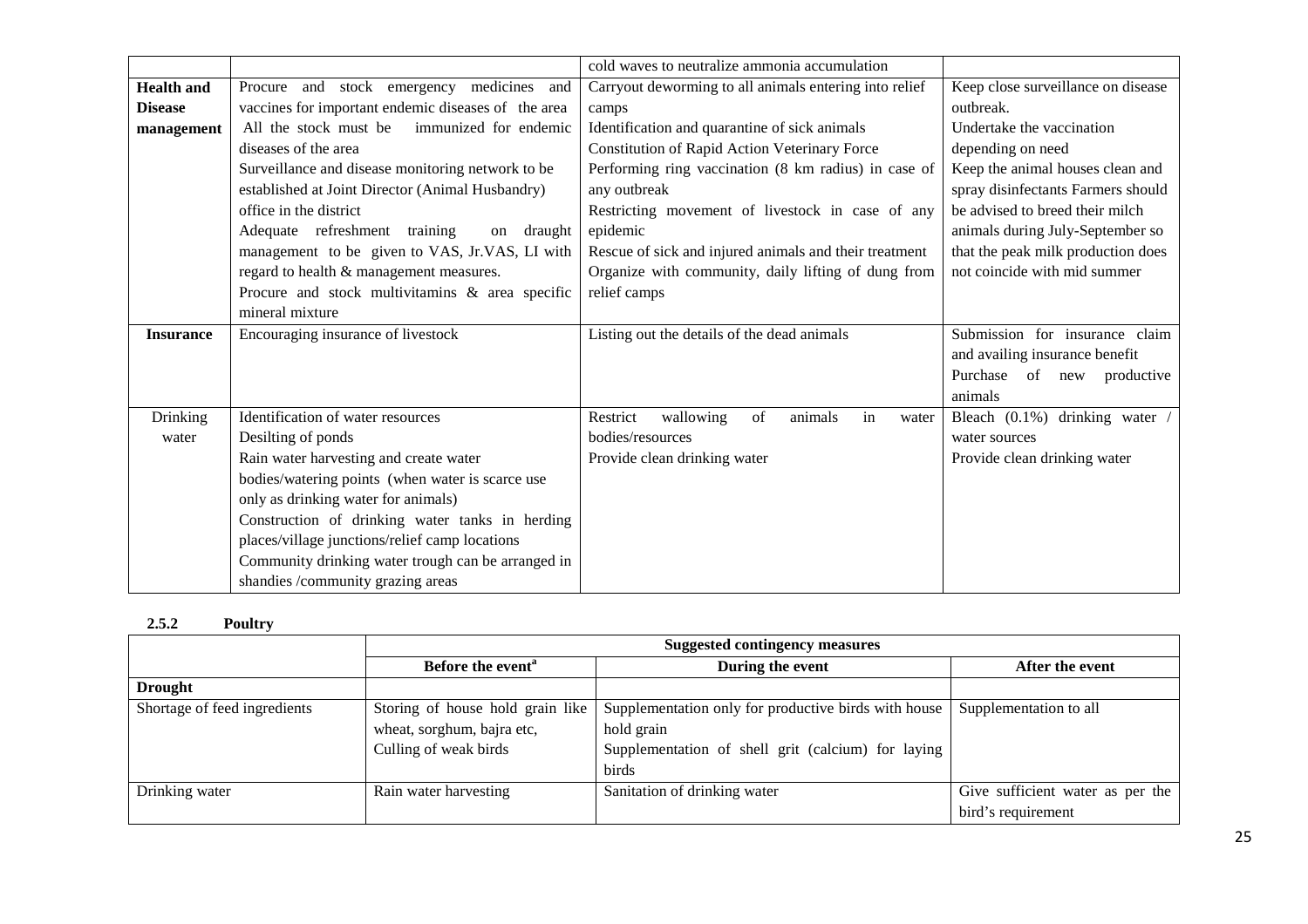| | | | |
|---|---|---|---|
| | | cold waves to neutralize ammonia accumulation | |
| **Health and Disease management** | Procure and stock emergency medicines and vaccines for important endemic diseases of the area<br>All the stock must be immunized for endemic diseases of the area<br>Surveillance and disease monitoring network to be established at Joint Director (Animal Husbandry) office in the district<br>Adequate refreshment training on draught management to be given to VAS, Jr.VAS, LI with regard to health & management measures.<br>Procure and stock multivitamins & area specific mineral mixture | Carryout deworming to all animals entering into relief camps<br>Identification and quarantine of sick animals<br>Constitution of Rapid Action Veterinary Force<br>Performing ring vaccination (8 km radius) in case of any outbreak<br>Restricting movement of livestock in case of any epidemic<br>Rescue of sick and injured animals and their treatment<br>Organize with community, daily lifting of dung from relief camps | Keep close surveillance on disease outbreak.<br>Undertake the vaccination depending on need<br>Keep the animal houses clean and spray disinfectants Farmers should be advised to breed their milch animals during July-September so that the peak milk production does not coincide with mid summer |
| **Insurance** | Encouraging insurance of livestock | Listing out the details of the dead animals | Submission for insurance claim and availing insurance benefit<br>Purchase of new productive animals |
| Drinking water | Identification of water resources<br>Desilting of ponds<br>Rain water harvesting and create water bodies/watering points (when water is scarce use only as drinking water for animals)<br>Construction of drinking water tanks in herding places/village junctions/relief camp locations<br>Community drinking water trough can be arranged in shandies /community grazing areas | Restrict wallowing of animals in water bodies/resources<br>Provide clean drinking water | Bleach (0.1%) drinking water / water sources<br>Provide clean drinking water |

**2.5.2 Poultry**

| | Suggested contingency measures | | |
|---|---|---|---|
| | **Before the event[a]** | **During the event** | **After the event** |
| **Drought** | | | |
| Shortage of feed ingredients | Storing of house hold grain like wheat, sorghum, bajra etc,<br>Culling of weak birds | Supplementation only for productive birds with house hold grain<br>Supplementation of shell grit (calcium) for laying birds | Supplementation to all |
| Drinking water | Rain water harvesting | Sanitation of drinking water | Give sufficient water as per the bird's requirement |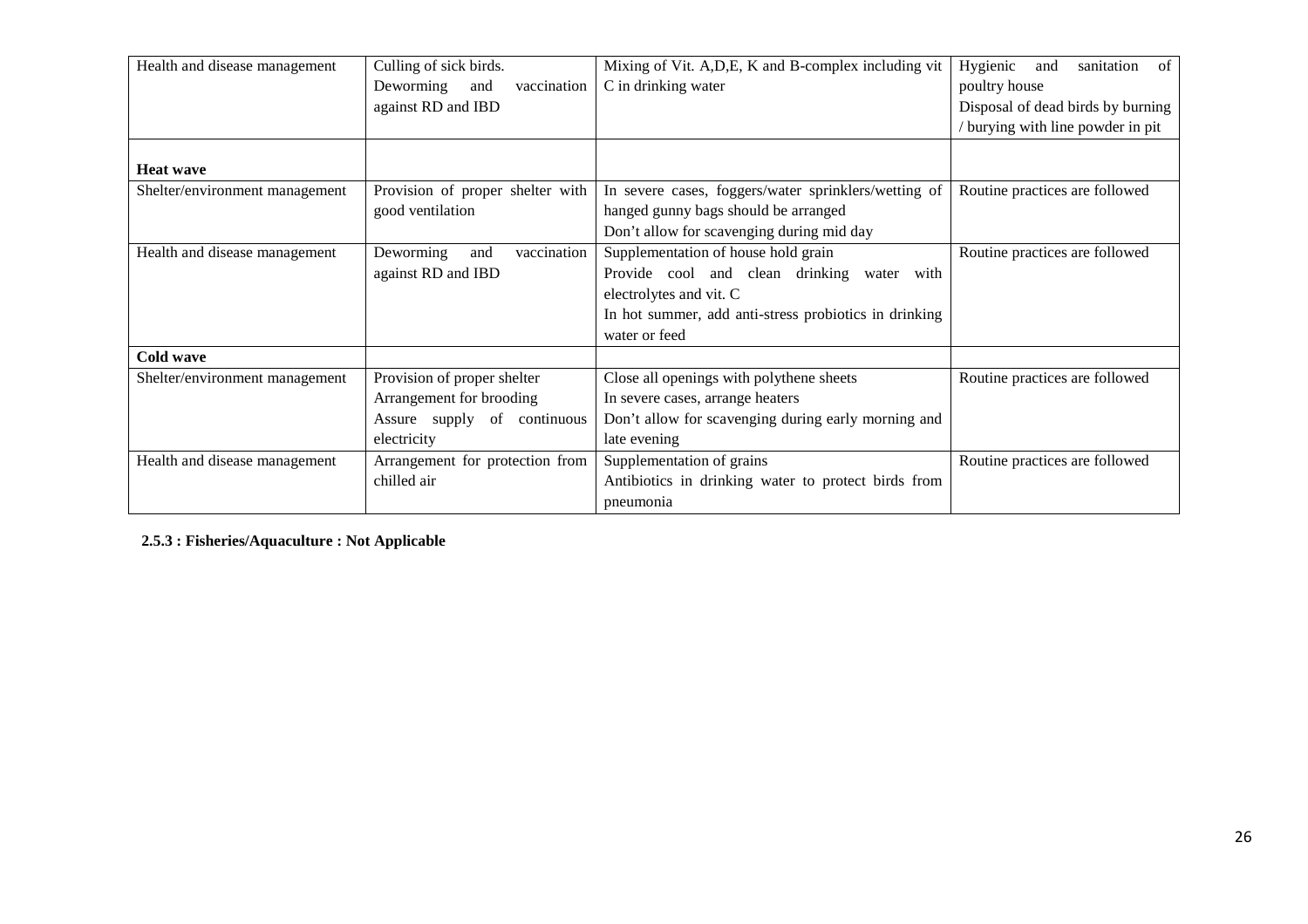| | | | |
|---|---|---|---|
| Health and disease management | Culling of sick birds.<br>Deworming and vaccination against RD and IBD | Mixing of Vit. A,D,E, K and B-complex including vit C in drinking water | Hygienic and sanitation of poultry house<br>Disposal of dead birds by burning / burying with line powder in pit |
| **Heat wave** | | | |
| Shelter/environment management | Provision of proper shelter with good ventilation | In severe cases, foggers/water sprinklers/wetting of hanged gunny bags should be arranged<br>Don't allow for scavenging during mid day | Routine practices are followed |
| Health and disease management | Deworming and vaccination against RD and IBD | Supplementation of house hold grain<br>Provide cool and clean drinking water with electrolytes and vit. C<br>In hot summer, add anti-stress probiotics in drinking water or feed | Routine practices are followed |
| **Cold wave** | | | |
| Shelter/environment management | Provision of proper shelter<br>Arrangement for brooding<br>Assure supply of continuous electricity | Close all openings with polythene sheets<br>In severe cases, arrange heaters<br>Don't allow for scavenging during early morning and late evening | Routine practices are followed |
| Health and disease management | Arrangement for protection from chilled air | Supplementation of grains<br>Antibiotics in drinking water to protect birds from pneumonia | Routine practices are followed |

**2.5.3 : Fisheries/Aquaculture : Not Applicable**